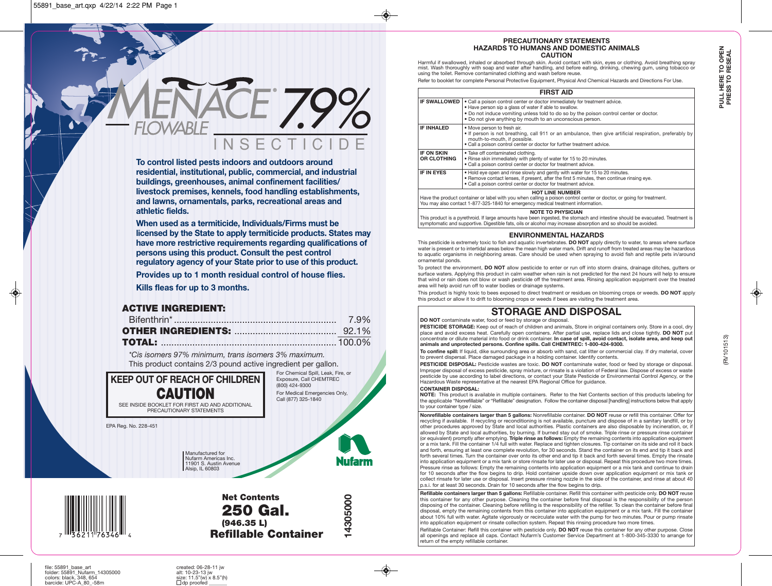# MENACE® 7.9% FLOWABLE INSECTICIDE

**To control listed pests indoors and outdoors around residential, institutional, public, commercial, and industrial buildings, greenhouses, animal confinement facilities/ livestock premises, kennels, food handling establishments, and lawns, ornamentals, parks, recreational areas and athletic fields.**

**When used as a termiticide, Individuals/Firms must be licensed by the State to apply termiticide products. States may have more restrictive requirements regarding qualifications of persons using this product. Consult the pest control regulatory agency of your State prior to use of this product.**

**Provides up to 1 month residual control of house flies.**

**Kills fleas for up to 3 months.**

**ACTIVE INGREDIENT:**

| | |
|---|---|
| Bifenthrin* | 7.9% |
| **OTHER INGREDIENTS:** | 92.1% |
| **TOTAL:** | 100.0% |

*Cis isomers 97% minimum, trans isomers 3% maximum.*

This product contains 2/3 pound active ingredient per gallon.

**KEEP OUT OF REACH OF CHILDREN**

**CAUTION**

SEE INSIDE BOOKLET FOR FIRST AID AND ADDITIONAL PRECAUTIONARY STATEMENTS

For Chemical Spill, Leak, Fire, or Exposure, Call CHEMTREC (800) 424-9300

For Medical Emergencies Only, Call (877) 325-1840

EPA Reg. No. 228-451

Manufactured for
Nufarm Americas Inc.
11901 S. Austin Avenue
Alsip, IL 60803

Nufarm

**Net Contents**
**250 Gal.**
**(946.35 L)**
**Refillable Container**

14305000

## PRECAUTIONARY STATEMENTS
## HAZARDS TO HUMANS AND DOMESTIC ANIMALS
## CAUTION

Harmful if swallowed, inhaled or absorbed through skin. Avoid contact with skin, eyes or clothing. Avoid breathing spray mist. Wash thoroughly with soap and water after handling, and before eating, drinking, chewing gum, using tobacco or using the toilet. Remove contaminated clothing and wash before reuse.

Refer to booklet for complete Personal Protective Equipment, Physical And Chemical Hazards and Directions For Use.

| FIRST AID | |
|---|---|
| **IF SWALLOWED** | • Call a poison control center or doctor immediately for treatment advice. • Have person sip a glass of water if able to swallow. • Do not induce vomiting unless told to do so by the poison control center or doctor. • Do not give anything by mouth to an unconscious person. |
| **IF INHALED** | • Move person to fresh air. • If person is not breathing, call 911 or an ambulance, then give artificial respiration, preferably by mouth-to-mouth, if possible. • Call a poison control center or doctor for further treatment advice. |
| **IF ON SKIN OR CLOTHING** | • Take off contaminated clothing. • Rinse skin immediately with plenty of water for 15 to 20 minutes. • Call a poison control center or doctor for treatment advice. |
| **IF IN EYES** | • Hold eye open and rinse slowly and gently with water for 15 to 20 minutes. • Remove contact lenses, if present, after the first 5 minutes, then continue rinsing eye. • Call a poison control center or doctor for treatment advice. |
| **HOT LINE NUMBER** Have the product container or label with you when calling a poison control center or doctor, or going for treatment. You may also contact 1-877-325-1840 for emergency medical treatment information. | |
| **NOTE TO PHYSICIAN** This product is a pyrethroid. If large amounts have been ingested, the stomach and intestine should be evacuated. Treatment is symptomatic and supportive. Digestible fats, oils or alcohol may increase absorption and so should be avoided. | |

## ENVIRONMENTAL HAZARDS

This pesticide is extremely toxic to fish and aquatic invertebrates. **DO NOT** apply directly to water, to areas where surface water is present or to intertidal areas below the mean high water mark. Drift and runoff from treated areas may be hazardous to aquatic organisms in neighboring areas. Care should be used when spraying to avoid fish and reptile pets in/around ornamental ponds.

To protect the environment, **DO NOT** allow pesticide to enter or run off into storm drains, drainage ditches, gutters or surface waters. Applying this product in calm weather when rain is not predicted for the next 24 hours will help to ensure that wind or rain does not blow or wash pesticide off the treatment area. Rinsing application equipment over the treated area will help avoid run off to water bodies or drainage systems.

This product is highly toxic to bees exposed to direct treatment or residues on blooming crops or weeds. **DO NOT** apply this product or allow it to drift to blooming crops or weeds if bees are visiting the treatment area.

## STORAGE AND DISPOSAL

**DO NOT** contaminate water, food or feed by storage or disposal.

**PESTICIDE STORAGE:** Keep out of reach of children and animals, Store in original containers only. Store in a cool, dry place and avoid excess heat. Carefully open containers. After partial use, replace lids and close tightly. **DO NOT** put concentrate or dilute material into food or drink container. **In case of spill, avoid contact, isolate area, and keep out animals and unprotected persons. Confine spills. Call CHEMTREC: 1-800-424-9300.**

**To confine spill:** If liquid, dike surrounding area or absorb with sand, cat litter or commercial clay. If dry material, cover to prevent dispersal. Place damaged package in a holding container. Identify contents.

**PESTICIDE DISPOSAL:** Pesticide wastes are toxic. **DO NOT** contaminate water, food or feed by storage or disposal. Improper disposal of excess pesticide, spray mixture, or rinsate is a violation of Federal law. Dispose of excess or waste pesticide by use according to label directions, or contact your State Pesticide or Environmental Control Agency, or the Hazardous Waste representative at the nearest EPA Regional Office for guidance.

**CONTAINER DISPOSAL:**

**NOTE:** This product is available in multiple containers. Refer to the Net Contents section of this products labeling for the applicable "Nonrefillable" or "Refillable" designation. Follow the container disposal [handling] instructions below that apply to your container type / size.

**Nonrefillable containers larger than 5 gallons:** Nonrefillable container. **DO NOT** reuse or refill this container. Offer for recycling if available. If recycling or reconditioning is not available, puncture and dispose of in a sanitary landfill, or by other procedures approved by State and local authorities. Plastic containers are also disposable by incineration, or, if allowed by State and local authorities, by burning. If burned stay out of smoke. Triple rinse or pressure rinse container (or equivalent) promptly after emptying. **Triple rinse as follows:** Empty the remaining contents into application equipment or a mix tank. Fill the container 1/4 full with water. Replace and tighten closures. Tip container on its side and roll it back and forth, ensuring at least one complete revolution, for 30 seconds. Stand the container on its end and tip it back and forth several times. Turn the container over onto its other end and tip it back and forth several times. Empty the rinsate into application equipment or a mix tank or store rinsate for later use or disposal. Repeat this procedure two more times. Pressure rinse as follows: Empty the remaining contents into application equipment or a mix tank and continue to drain for 10 seconds after the flow begins to drip. Hold container upside down over application equipment or mix tank or collect rinsate for later use or disposal. Insert pressure rinsing nozzle in the side of the container, and rinse at about 40 p.s.i. for at least 30 seconds. Drain for 10 seconds after the flow begins to drip.

**Refillable containers larger than 5 gallons:** Refillable container. Refill this container with pesticide only. **DO NOT** reuse this container for any other purpose. Cleaning the container before final disposal is the responsibility of the person disposing of the container. Cleaning before refilling is the responsibility of the refiller. To clean the container before final disposal, empty the remaining contents from this container into application equipment or a mix tank. Fill the container about 10% full with water. Agitate vigorously or recirculate water with the pump for two minutes. Pour or pump rinsate into application equipment or rinsate collection system. Repeat this rinsing procedure two more times.

Refillable Container: Refill this container with pesticide only. **DO NOT** reuse this container for any other purpose. Close all openings and replace all caps. Contact Nufarm's Customer Service Department at 1-800-345-3330 to arrange for return of the empty refillable container.

**PULL HERE TO OPEN PRESS TO RESEAL**

(RV101513)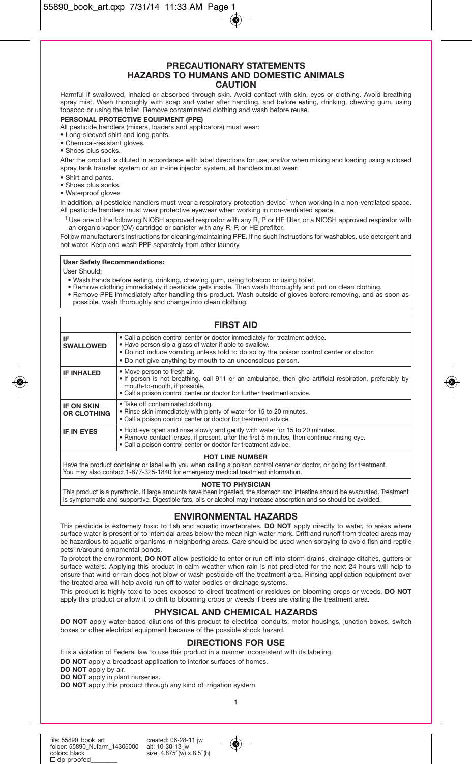## PRECAUTIONARY STATEMENTS
## HAZARDS TO HUMANS AND DOMESTIC ANIMALS
## CAUTION

Harmful if swallowed, inhaled or absorbed through skin. Avoid contact with skin, eyes or clothing. Avoid breathing spray mist. Wash thoroughly with soap and water after handling, and before eating, drinking, chewing gum, using tobacco or using the toilet. Remove contaminated clothing and wash before reuse.

**PERSONAL PROTECTIVE EQUIPMENT (PPE)**

All pesticide handlers (mixers, loaders and applicators) must wear:

- Long-sleeved shirt and long pants.
- Chemical-resistant gloves.
- Shoes plus socks.

After the product is diluted in accordance with label directions for use, and/or when mixing and loading using a closed spray tank transfer system or an in-line injector system, all handlers must wear:

- Shirt and pants.
- Shoes plus socks.
- Waterproof gloves

In addition, all pesticide handlers must wear a respiratory protection device[1] when working in a non-ventilated space. All pesticide handlers must wear protective eyewear when working in non-ventilated space.

[1] Use one of the following NIOSH approved respirator with any R, P or HE filter, or a NIOSH approved respirator with an organic vapor (OV) cartridge or canister with any R, P, or HE prefilter.

Follow manufacturer's instructions for cleaning/maintaining PPE. If no such instructions for washables, use detergent and hot water. Keep and wash PPE separately from other laundry.

**User Safety Recommendations:**

User Should:

- Wash hands before eating, drinking, chewing gum, using tobacco or using toilet.
- Remove clothing immediately if pesticide gets inside. Then wash thoroughly and put on clean clothing.
- Remove PPE immediately after handling this product. Wash outside of gloves before removing, and as soon as possible, wash thoroughly and change into clean clothing.

| FIRST AID | |
|---|---|
| **IF SWALLOWED** | • Call a poison control center or doctor immediately for treatment advice.<br>• Have person sip a glass of water if able to swallow.<br>• Do not induce vomiting unless told to do so by the poison control center or doctor.<br>• Do not give anything by mouth to an unconscious person. |
| **IF INHALED** | • Move person to fresh air.<br>• If person is not breathing, call 911 or an ambulance, then give artificial respiration, preferably by mouth-to-mouth, if possible.<br>• Call a poison control center or doctor for further treatment advice. |
| **IF ON SKIN OR CLOTHING** | • Take off contaminated clothing.<br>• Rinse skin immediately with plenty of water for 15 to 20 minutes.<br>• Call a poison control center or doctor for treatment advice. |
| **IF IN EYES** | • Hold eye open and rinse slowly and gently with water for 15 to 20 minutes.<br>• Remove contact lenses, if present, after the first 5 minutes, then continue rinsing eye.<br>• Call a poison control center or doctor for treatment advice. |

**HOT LINE NUMBER**

Have the product container or label with you when calling a poison control center or doctor, or going for treatment. You may also contact 1-877-325-1840 for emergency medical treatment information.

**NOTE TO PHYSICIAN**

This product is a pyrethroid. If large amounts have been ingested, the stomach and intestine should be evacuated. Treatment is symptomatic and supportive. Digestible fats, oils or alcohol may increase absorption and so should be avoided.

## ENVIRONMENTAL HAZARDS

This pesticide is extremely toxic to fish and aquatic invertebrates. **DO NOT** apply directly to water, to areas where surface water is present or to intertidal areas below the mean high water mark. Drift and runoff from treated areas may be hazardous to aquatic organisms in neighboring areas. Care should be used when spraying to avoid fish and reptile pets in/around ornamental ponds.

To protect the environment, **DO NOT** allow pesticide to enter or run off into storm drains, drainage ditches, gutters or surface waters. Applying this product in calm weather when rain is not predicted for the next 24 hours will help to ensure that wind or rain does not blow or wash pesticide off the treatment area. Rinsing application equipment over the treated area will help avoid run off to water bodies or drainage systems.

This product is highly toxic to bees exposed to direct treatment or residues on blooming crops or weeds. **DO NOT** apply this product or allow it to drift to blooming crops or weeds if bees are visiting the treatment area.

## PHYSICAL AND CHEMICAL HAZARDS

**DO NOT** apply water-based dilutions of this product to electrical conduits, motor housings, junction boxes, switch boxes or other electrical equipment because of the possible shock hazard.

## DIRECTIONS FOR USE

It is a violation of Federal law to use this product in a manner inconsistent with its labeling.

**DO NOT** apply a broadcast application to interior surfaces of homes.

**DO NOT** apply by air.

**DO NOT** apply in plant nurseries.

**DO NOT** apply this product through any kind of irrigation system.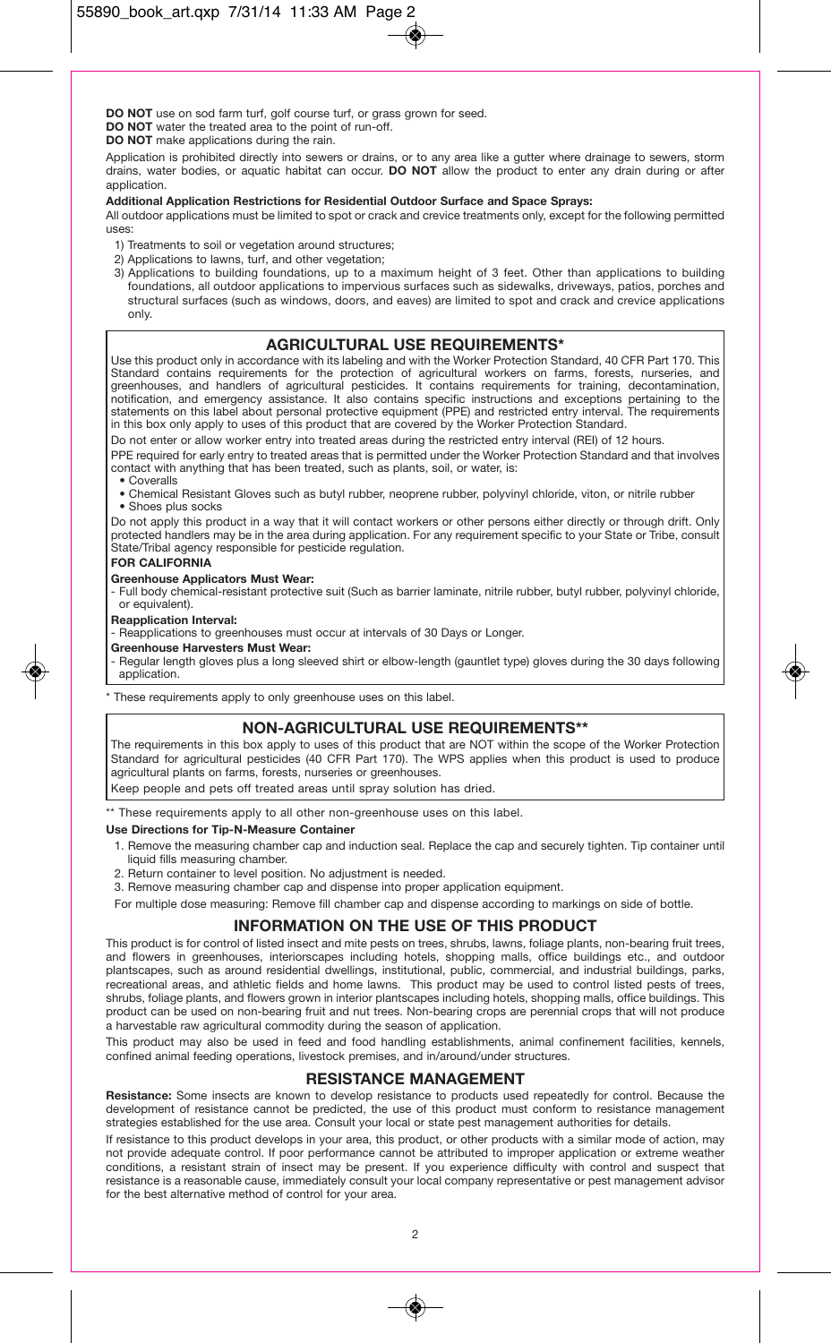**DO NOT** use on sod farm turf, golf course turf, or grass grown for seed.
**DO NOT** water the treated area to the point of run-off.
**DO NOT** make applications during the rain.

Application is prohibited directly into sewers or drains, or to any area like a gutter where drainage to sewers, storm drains, water bodies, or aquatic habitat can occur. **DO NOT** allow the product to enter any drain during or after application.

**Additional Application Restrictions for Residential Outdoor Surface and Space Sprays:**

All outdoor applications must be limited to spot or crack and crevice treatments only, except for the following permitted uses:

1) Treatments to soil or vegetation around structures;
2) Applications to lawns, turf, and other vegetation;
3) Applications to building foundations, up to a maximum height of 3 feet. Other than applications to building foundations, all outdoor applications to impervious surfaces such as sidewalks, driveways, patios, porches and structural surfaces (such as windows, doors, and eaves) are limited to spot and crack and crevice applications only.

## AGRICULTURAL USE REQUIREMENTS*

Use this product only in accordance with its labeling and with the Worker Protection Standard, 40 CFR Part 170. This Standard contains requirements for the protection of agricultural workers on farms, forests, nurseries, and greenhouses, and handlers of agricultural pesticides. It contains requirements for training, decontamination, notification, and emergency assistance. It also contains specific instructions and exceptions pertaining to the statements on this label about personal protective equipment (PPE) and restricted entry interval. The requirements in this box only apply to uses of this product that are covered by the Worker Protection Standard.

Do not enter or allow worker entry into treated areas during the restricted entry interval (REI) of 12 hours.

PPE required for early entry to treated areas that is permitted under the Worker Protection Standard and that involves contact with anything that has been treated, such as plants, soil, or water, is:

- Coveralls
- Chemical Resistant Gloves such as butyl rubber, neoprene rubber, polyvinyl chloride, viton, or nitrile rubber
- Shoes plus socks

Do not apply this product in a way that it will contact workers or other persons either directly or through drift. Only protected handlers may be in the area during application. For any requirement specific to your State or Tribe, consult State/Tribal agency responsible for pesticide regulation.

**FOR CALIFORNIA**

**Greenhouse Applicators Must Wear:**

- Full body chemical-resistant protective suit (Such as barrier laminate, nitrile rubber, butyl rubber, polyvinyl chloride, or equivalent).

**Reapplication Interval:**

- Reapplications to greenhouses must occur at intervals of 30 Days or Longer.

**Greenhouse Harvesters Must Wear:**

- Regular length gloves plus a long sleeved shirt or elbow-length (gauntlet type) gloves during the 30 days following application.

\* These requirements apply to only greenhouse uses on this label.

## NON-AGRICULTURAL USE REQUIREMENTS**

The requirements in this box apply to uses of this product that are NOT within the scope of the Worker Protection Standard for agricultural pesticides (40 CFR Part 170). The WPS applies when this product is used to produce agricultural plants on farms, forests, nurseries or greenhouses.

Keep people and pets off treated areas until spray solution has dried.

** These requirements apply to all other non-greenhouse uses on this label.

**Use Directions for Tip-N-Measure Container**

1. Remove the measuring chamber cap and induction seal. Replace the cap and securely tighten. Tip container until liquid fills measuring chamber.
2. Return container to level position. No adjustment is needed.
3. Remove measuring chamber cap and dispense into proper application equipment.

For multiple dose measuring: Remove fill chamber cap and dispense according to markings on side of bottle.

## INFORMATION ON THE USE OF THIS PRODUCT

This product is for control of listed insect and mite pests on trees, shrubs, lawns, foliage plants, non-bearing fruit trees, and flowers in greenhouses, interiorscapes including hotels, shopping malls, office buildings etc., and outdoor plantscapes, such as around residential dwellings, institutional, public, commercial, and industrial buildings, parks, recreational areas, and athletic fields and home lawns. This product may be used to control listed pests of trees, shrubs, foliage plants, and flowers grown in interior plantscapes including hotels, shopping malls, office buildings. This product can be used on non-bearing fruit and nut trees. Non-bearing crops are perennial crops that will not produce a harvestable raw agricultural commodity during the season of application.

This product may also be used in feed and food handling establishments, animal confinement facilities, kennels, confined animal feeding operations, livestock premises, and in/around/under structures.

## RESISTANCE MANAGEMENT

**Resistance:** Some insects are known to develop resistance to products used repeatedly for control. Because the development of resistance cannot be predicted, the use of this product must conform to resistance management strategies established for the use area. Consult your local or state pest management authorities for details.

If resistance to this product develops in your area, this product, or other products with a similar mode of action, may not provide adequate control. If poor performance cannot be attributed to improper application or extreme weather conditions, a resistant strain of insect may be present. If you experience difficulty with control and suspect that resistance is a reasonable cause, immediately consult your local company representative or pest management advisor for the best alternative method of control for your area.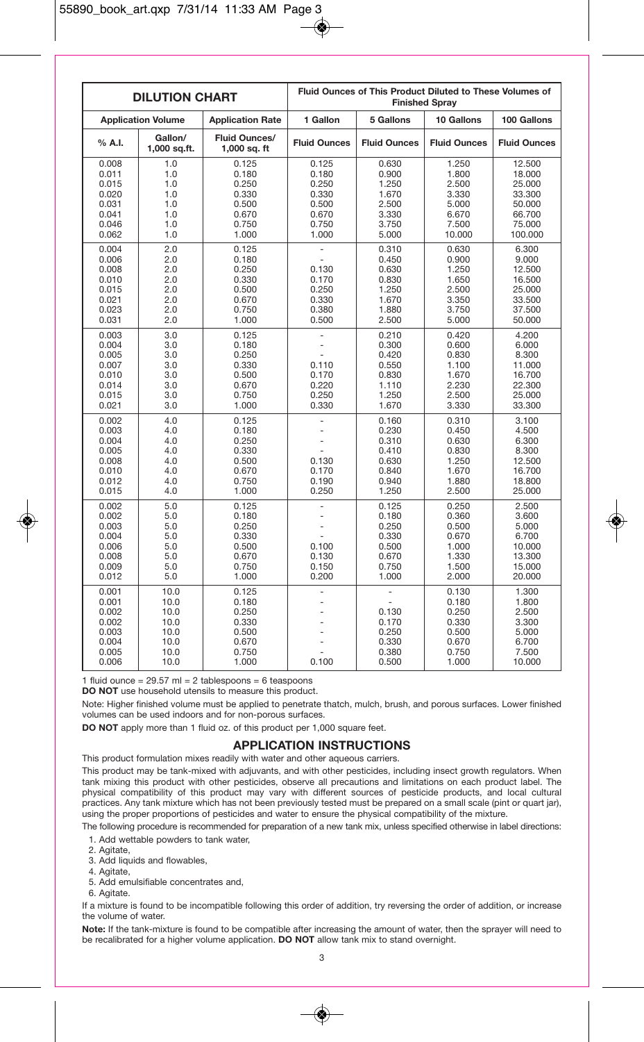| DILUTION CHART | | | Fluid Ounces of This Product Diluted to These Volumes of Finished Spray | | | |
|---|---|---|---|---|---|---|
| Application Volume | | Application Rate | 1 Gallon | 5 Gallons | 10 Gallons | 100 Gallons |
| % A.I. | Gallon/ 1,000 sq.ft. | Fluid Ounces/ 1,000 sq. ft | Fluid Ounces | Fluid Ounces | Fluid Ounces | Fluid Ounces |
| 0.008 | 1.0 | 0.125 | 0.125 | 0.630 | 1.250 | 12.500 |
| 0.011 | 1.0 | 0.180 | 0.180 | 0.900 | 1.800 | 18.000 |
| 0.015 | 1.0 | 0.250 | 0.250 | 1.250 | 2.500 | 25.000 |
| 0.020 | 1.0 | 0.330 | 0.330 | 1.670 | 3.330 | 33.300 |
| 0.031 | 1.0 | 0.500 | 0.500 | 2.500 | 5.000 | 50.000 |
| 0.041 | 1.0 | 0.670 | 0.670 | 3.330 | 6.670 | 66.700 |
| 0.046 | 1.0 | 0.750 | 0.750 | 3.750 | 7.500 | 75.000 |
| 0.062 | 1.0 | 1.000 | 1.000 | 5.000 | 10.000 | 100.000 |
| 0.004 | 2.0 | 0.125 | - | 0.310 | 0.630 | 6.300 |
| 0.006 | 2.0 | 0.180 | - | 0.450 | 0.900 | 9.000 |
| 0.008 | 2.0 | 0.250 | 0.130 | 0.630 | 1.250 | 12.500 |
| 0.010 | 2.0 | 0.330 | 0.170 | 0.830 | 1.650 | 16.500 |
| 0.015 | 2.0 | 0.500 | 0.250 | 1.250 | 2.500 | 25.000 |
| 0.021 | 2.0 | 0.670 | 0.330 | 1.670 | 3.350 | 33.500 |
| 0.023 | 2.0 | 0.750 | 0.380 | 1.880 | 3.750 | 37.500 |
| 0.031 | 2.0 | 1.000 | 0.500 | 2.500 | 5.000 | 50.000 |
| 0.003 | 3.0 | 0.125 | - | 0.210 | 0.420 | 4.200 |
| 0.004 | 3.0 | 0.180 | - | 0.300 | 0.600 | 6.000 |
| 0.005 | 3.0 | 0.250 | - | 0.420 | 0.830 | 8.300 |
| 0.007 | 3.0 | 0.330 | 0.110 | 0.550 | 1.100 | 11.000 |
| 0.010 | 3.0 | 0.500 | 0.170 | 0.830 | 1.670 | 16.700 |
| 0.014 | 3.0 | 0.670 | 0.220 | 1.110 | 2.230 | 22.300 |
| 0.015 | 3.0 | 0.750 | 0.250 | 1.250 | 2.500 | 25.000 |
| 0.021 | 3.0 | 1.000 | 0.330 | 1.670 | 3.330 | 33.300 |
| 0.002 | 4.0 | 0.125 | - | 0.160 | 0.310 | 3.100 |
| 0.003 | 4.0 | 0.180 | - | 0.230 | 0.450 | 4.500 |
| 0.004 | 4.0 | 0.250 | - | 0.310 | 0.630 | 6.300 |
| 0.005 | 4.0 | 0.330 | - | 0.410 | 0.830 | 8.300 |
| 0.008 | 4.0 | 0.500 | 0.130 | 0.630 | 1.250 | 12.500 |
| 0.010 | 4.0 | 0.670 | 0.170 | 0.840 | 1.670 | 16.700 |
| 0.012 | 4.0 | 0.750 | 0.190 | 0.940 | 1.880 | 18.800 |
| 0.015 | 4.0 | 1.000 | 0.250 | 1.250 | 2.500 | 25.000 |
| 0.002 | 5.0 | 0.125 | - | 0.125 | 0.250 | 2.500 |
| 0.002 | 5.0 | 0.180 | - | 0.180 | 0.360 | 3.600 |
| 0.003 | 5.0 | 0.250 | - | 0.250 | 0.500 | 5.000 |
| 0.004 | 5.0 | 0.330 | - | 0.330 | 0.670 | 6.700 |
| 0.006 | 5.0 | 0.500 | 0.100 | 0.500 | 1.000 | 10.000 |
| 0.008 | 5.0 | 0.670 | 0.130 | 0.670 | 1.330 | 13.300 |
| 0.009 | 5.0 | 0.750 | 0.150 | 0.750 | 1.500 | 15.000 |
| 0.012 | 5.0 | 1.000 | 0.200 | 1.000 | 2.000 | 20.000 |
| 0.001 | 10.0 | 0.125 | - | - | 0.130 | 1.300 |
| 0.001 | 10.0 | 0.180 | - | - | 0.180 | 1.800 |
| 0.002 | 10.0 | 0.250 | - | 0.130 | 0.250 | 2.500 |
| 0.002 | 10.0 | 0.330 | - | 0.170 | 0.330 | 3.300 |
| 0.003 | 10.0 | 0.500 | - | 0.250 | 0.500 | 5.000 |
| 0.004 | 10.0 | 0.670 | - | 0.330 | 0.670 | 6.700 |
| 0.005 | 10.0 | 0.750 | - | 0.380 | 0.750 | 7.500 |
| 0.006 | 10.0 | 1.000 | 0.100 | 0.500 | 1.000 | 10.000 |

1 fluid ounce = 29.57 ml = 2 tablespoons = 6 teaspoons

**DO NOT** use household utensils to measure this product.

Note: Higher finished volume must be applied to penetrate thatch, mulch, brush, and porous surfaces. Lower finished volumes can be used indoors and for non-porous surfaces.

**DO NOT** apply more than 1 fluid oz. of this product per 1,000 square feet.

## APPLICATION INSTRUCTIONS

This product formulation mixes readily with water and other aqueous carriers.

This product may be tank-mixed with adjuvants, and with other pesticides, including insect growth regulators. When tank mixing this product with other pesticides, observe all precautions and limitations on each product label. The physical compatibility of this product may vary with different sources of pesticide products, and local cultural practices. Any tank mixture which has not been previously tested must be prepared on a small scale (pint or quart jar), using the proper proportions of pesticides and water to ensure the physical compatibility of the mixture.

The following procedure is recommended for preparation of a new tank mix, unless specified otherwise in label directions:

1. Add wettable powders to tank water,
2. Agitate,
3. Add liquids and flowables,
4. Agitate,
5. Add emulsifiable concentrates and,
6. Agitate.

If a mixture is found to be incompatible following this order of addition, try reversing the order of addition, or increase the volume of water.

**Note:** If the tank-mixture is found to be compatible after increasing the amount of water, then the sprayer will need to be recalibrated for a higher volume application. **DO NOT** allow tank mix to stand overnight.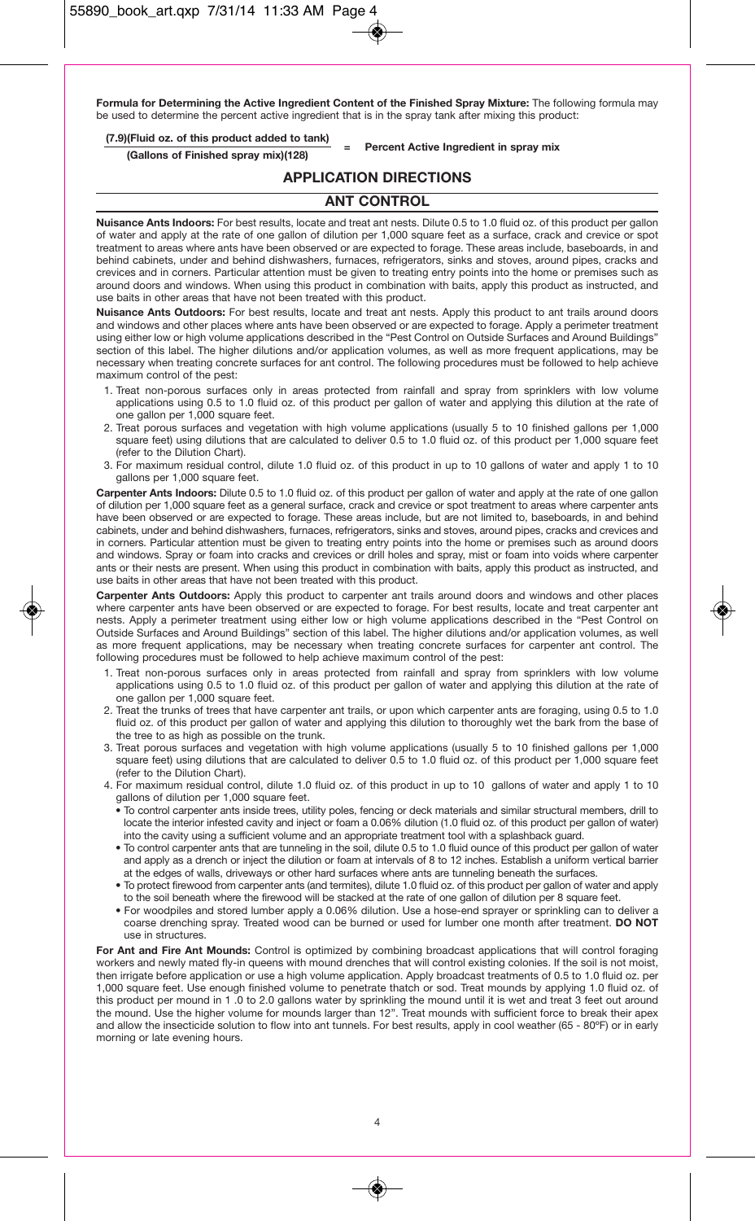**Formula for Determining the Active Ingredient Content of the Finished Spray Mixture:** The following formula may be used to determine the percent active ingredient that is in the spray tank after mixing this product:

$$\frac{\text{(7.9)(Fluid oz. of this product added to tank)}}{\text{(Gallons of Finished spray mix)(128)}} = \text{Percent Active Ingredient in spray mix}$$

## APPLICATION DIRECTIONS

## ANT CONTROL

**Nuisance Ants Indoors:** For best results, locate and treat ant nests. Dilute 0.5 to 1.0 fluid oz. of this product per gallon of water and apply at the rate of one gallon of dilution per 1,000 square feet as a surface, crack and crevice or spot treatment to areas where ants have been observed or are expected to forage. These areas include, baseboards, in and behind cabinets, under and behind dishwashers, furnaces, refrigerators, sinks and stoves, around pipes, cracks and crevices and in corners. Particular attention must be given to treating entry points into the home or premises such as around doors and windows. When using this product in combination with baits, apply this product as instructed, and use baits in other areas that have not been treated with this product.

**Nuisance Ants Outdoors:** For best results, locate and treat ant nests. Apply this product to ant trails around doors and windows and other places where ants have been observed or are expected to forage. Apply a perimeter treatment using either low or high volume applications described in the "Pest Control on Outside Surfaces and Around Buildings" section of this label. The higher dilutions and/or application volumes, as well as more frequent applications, may be necessary when treating concrete surfaces for ant control. The following procedures must be followed to help achieve maximum control of the pest:

1. Treat non-porous surfaces only in areas protected from rainfall and spray from sprinklers with low volume applications using 0.5 to 1.0 fluid oz. of this product per gallon of water and applying this dilution at the rate of one gallon per 1,000 square feet.
2. Treat porous surfaces and vegetation with high volume applications (usually 5 to 10 finished gallons per 1,000 square feet) using dilutions that are calculated to deliver 0.5 to 1.0 fluid oz. of this product per 1,000 square feet (refer to the Dilution Chart).
3. For maximum residual control, dilute 1.0 fluid oz. of this product in up to 10 gallons of water and apply 1 to 10 gallons per 1,000 square feet.

**Carpenter Ants Indoors:** Dilute 0.5 to 1.0 fluid oz. of this product per gallon of water and apply at the rate of one gallon of dilution per 1,000 square feet as a general surface, crack and crevice or spot treatment to areas where carpenter ants have been observed or are expected to forage. These areas include, but are not limited to, baseboards, in and behind cabinets, under and behind dishwashers, furnaces, refrigerators, sinks and stoves, around pipes, cracks and crevices and in corners. Particular attention must be given to treating entry points into the home or premises such as around doors and windows. Spray or foam into cracks and crevices or drill holes and spray, mist or foam into voids where carpenter ants or their nests are present. When using this product in combination with baits, apply this product as instructed, and use baits in other areas that have not been treated with this product.

**Carpenter Ants Outdoors:** Apply this product to carpenter ant trails around doors and windows and other places where carpenter ants have been observed or are expected to forage. For best results, locate and treat carpenter ant nests. Apply a perimeter treatment using either low or high volume applications described in the "Pest Control on Outside Surfaces and Around Buildings" section of this label. The higher dilutions and/or application volumes, as well as more frequent applications, may be necessary when treating concrete surfaces for carpenter ant control. The following procedures must be followed to help achieve maximum control of the pest:

1. Treat non-porous surfaces only in areas protected from rainfall and spray from sprinklers with low volume applications using 0.5 to 1.0 fluid oz. of this product per gallon of water and applying this dilution at the rate of one gallon per 1,000 square feet.
2. Treat the trunks of trees that have carpenter ant trails, or upon which carpenter ants are foraging, using 0.5 to 1.0 fluid oz. of this product per gallon of water and applying this dilution to thoroughly wet the bark from the base of the tree to as high as possible on the trunk.
3. Treat porous surfaces and vegetation with high volume applications (usually 5 to 10 finished gallons per 1,000 square feet) using dilutions that are calculated to deliver 0.5 to 1.0 fluid oz. of this product per 1,000 square feet (refer to the Dilution Chart).
4. For maximum residual control, dilute 1.0 fluid oz. of this product in up to 10 gallons of water and apply 1 to 10 gallons of dilution per 1,000 square feet.
   - To control carpenter ants inside trees, utility poles, fencing or deck materials and similar structural members, drill to locate the interior infested cavity and inject or foam a 0.06% dilution (1.0 fluid oz. of this product per gallon of water) into the cavity using a sufficient volume and an appropriate treatment tool with a splashback guard.
   - To control carpenter ants that are tunneling in the soil, dilute 0.5 to 1.0 fluid ounce of this product per gallon of water and apply as a drench or inject the dilution or foam at intervals of 8 to 12 inches. Establish a uniform vertical barrier at the edges of walls, driveways or other hard surfaces where ants are tunneling beneath the surfaces.
   - To protect firewood from carpenter ants (and termites), dilute 1.0 fluid oz. of this product per gallon of water and apply to the soil beneath where the firewood will be stacked at the rate of one gallon of dilution per 8 square feet.
   - For woodpiles and stored lumber apply a 0.06% dilution. Use a hose-end sprayer or sprinkling can to deliver a coarse drenching spray. Treated wood can be burned or used for lumber one month after treatment. **DO NOT** use in structures.

**For Ant and Fire Ant Mounds:** Control is optimized by combining broadcast applications that will control foraging workers and newly mated fly-in queens with mound drenches that will control existing colonies. If the soil is not moist, then irrigate before application or use a high volume application. Apply broadcast treatments of 0.5 to 1.0 fluid oz. per 1,000 square feet. Use enough finished volume to penetrate thatch or sod. Treat mounds by applying 1.0 fluid oz. of this product per mound in 1 .0 to 2.0 gallons water by sprinkling the mound until it is wet and treat 3 feet out around the mound. Use the higher volume for mounds larger than 12". Treat mounds with sufficient force to break their apex and allow the insecticide solution to flow into ant tunnels. For best results, apply in cool weather (65 - 80ºF) or in early morning or late evening hours.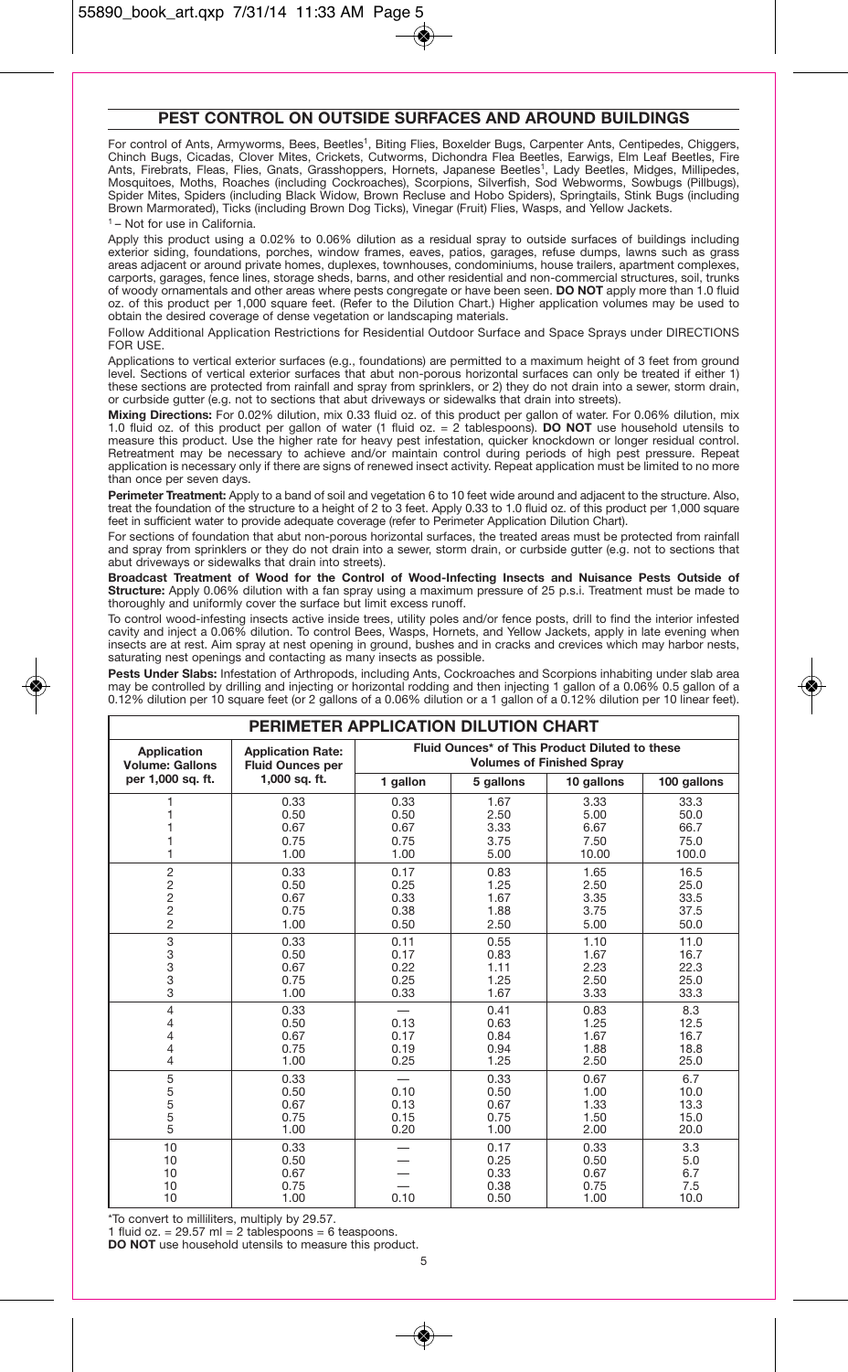## PEST CONTROL ON OUTSIDE SURFACES AND AROUND BUILDINGS

For control of Ants, Armyworms, Bees, Beetles[1], Biting Flies, Boxelder Bugs, Carpenter Ants, Centipedes, Chiggers, Chinch Bugs, Cicadas, Clover Mites, Crickets, Cutworms, Dichondra Flea Beetles, Earwigs, Elm Leaf Beetles, Fire Ants, Firebrats, Fleas, Flies, Gnats, Grasshoppers, Hornets, Japanese Beetles[1], Lady Beetles, Midges, Millipedes, Mosquitoes, Moths, Roaches (including Cockroaches), Scorpions, Silverfish, Sod Webworms, Sowbugs (Pillbugs), Spider Mites, Spiders (including Black Widow, Brown Recluse and Hobo Spiders), Springtails, Stink Bugs (including Brown Marmorated), Ticks (including Brown Dog Ticks), Vinegar (Fruit) Flies, Wasps, and Yellow Jackets.

[1] – Not for use in California.

Apply this product using a 0.02% to 0.06% dilution as a residual spray to outside surfaces of buildings including exterior siding, foundations, porches, window frames, eaves, patios, garages, refuse dumps, lawns such as grass areas adjacent or around private homes, duplexes, townhouses, condominiums, house trailers, apartment complexes, carports, garages, fence lines, storage sheds, barns, and other residential and non-commercial structures, soil, trunks of woody ornamentals and other areas where pests congregate or have been seen. **DO NOT** apply more than 1.0 fluid oz. of this product per 1,000 square feet. (Refer to the Dilution Chart.) Higher application volumes may be used to obtain the desired coverage of dense vegetation or landscaping materials.

Follow Additional Application Restrictions for Residential Outdoor Surface and Space Sprays under DIRECTIONS FOR USE.

Applications to vertical exterior surfaces (e.g., foundations) are permitted to a maximum height of 3 feet from ground level. Sections of vertical exterior surfaces that abut non-porous horizontal surfaces can only be treated if either 1) these sections are protected from rainfall and spray from sprinklers, or 2) they do not drain into a sewer, storm drain, or curbside gutter (e.g. not to sections that abut driveways or sidewalks that drain into streets).

**Mixing Directions:** For 0.02% dilution, mix 0.33 fluid oz. of this product per gallon of water. For 0.06% dilution, mix 1.0 fluid oz. of this product per gallon of water (1 fluid oz. = 2 tablespoons). **DO NOT** use household utensils to measure this product. Use the higher rate for heavy pest infestation, quicker knockdown or longer residual control. Retreatment may be necessary to achieve and/or maintain control during periods of high pest pressure. Repeat application is necessary only if there are signs of renewed insect activity. Repeat application must be limited to no more than once per seven days.

**Perimeter Treatment:** Apply to a band of soil and vegetation 6 to 10 feet wide around and adjacent to the structure. Also, treat the foundation of the structure to a height of 2 to 3 feet. Apply 0.33 to 1.0 fluid oz. of this product per 1,000 square feet in sufficient water to provide adequate coverage (refer to Perimeter Application Dilution Chart).

For sections of foundation that abut non-porous horizontal surfaces, the treated areas must be protected from rainfall and spray from sprinklers or they do not drain into a sewer, storm drain, or curbside gutter (e.g. not to sections that abut driveways or sidewalks that drain into streets).

**Broadcast Treatment of Wood for the Control of Wood-Infecting Insects and Nuisance Pests Outside of Structure:** Apply 0.06% dilution with a fan spray using a maximum pressure of 25 p.s.i. Treatment must be made to thoroughly and uniformly cover the surface but limit excess runoff.

To control wood-infesting insects active inside trees, utility poles and/or fence posts, drill to find the interior infested cavity and inject a 0.06% dilution. To control Bees, Wasps, Hornets, and Yellow Jackets, apply in late evening when insects are at rest. Aim spray at nest opening in ground, bushes and in cracks and crevices which may harbor nests, saturating nest openings and contacting as many insects as possible.

**Pests Under Slabs:** Infestation of Arthropods, including Ants, Cockroaches and Scorpions inhabiting under slab area may be controlled by drilling and injecting or horizontal rodding and then injecting 1 gallon of a 0.06% 0.5 gallon of a 0.12% dilution per 10 square feet (or 2 gallons of a 0.06% dilution or a 1 gallon of a 0.12% dilution per 10 linear feet).

**PERIMETER APPLICATION DILUTION CHART**

| Application Volume: Gallons per 1,000 sq. ft. | Application Rate: Fluid Ounces per 1,000 sq. ft. | Fluid Ounces* of This Product Diluted to these Volumes of Finished Spray | | | |
|---|---|---|---|---|---|
| | | 1 gallon | 5 gallons | 10 gallons | 100 gallons |
| 1 | 0.33 | 0.33 | 1.67 | 3.33 | 33.3 |
| 1 | 0.50 | 0.50 | 2.50 | 5.00 | 50.0 |
| 1 | 0.67 | 0.67 | 3.33 | 6.67 | 66.7 |
| 1 | 0.75 | 0.75 | 3.75 | 7.50 | 75.0 |
| 1 | 1.00 | 1.00 | 5.00 | 10.00 | 100.0 |
| 2 | 0.33 | 0.17 | 0.83 | 1.65 | 16.5 |
| 2 | 0.50 | 0.25 | 1.25 | 2.50 | 25.0 |
| 2 | 0.67 | 0.33 | 1.67 | 3.35 | 33.5 |
| 2 | 0.75 | 0.38 | 1.88 | 3.75 | 37.5 |
| 2 | 1.00 | 0.50 | 2.50 | 5.00 | 50.0 |
| 3 | 0.33 | 0.11 | 0.55 | 1.10 | 11.0 |
| 3 | 0.50 | 0.17 | 0.83 | 1.67 | 16.7 |
| 3 | 0.67 | 0.22 | 1.11 | 2.23 | 22.3 |
| 3 | 0.75 | 0.25 | 1.25 | 2.50 | 25.0 |
| 3 | 1.00 | 0.33 | 1.67 | 3.33 | 33.3 |
| 4 | 0.33 | — | 0.41 | 0.83 | 8.3 |
| 4 | 0.50 | 0.13 | 0.63 | 1.25 | 12.5 |
| 4 | 0.67 | 0.17 | 0.84 | 1.67 | 16.7 |
| 4 | 0.75 | 0.19 | 0.94 | 1.88 | 18.8 |
| 4 | 1.00 | 0.25 | 1.25 | 2.50 | 25.0 |
| 5 | 0.33 | — | 0.33 | 0.67 | 6.7 |
| 5 | 0.50 | 0.10 | 0.50 | 1.00 | 10.0 |
| 5 | 0.67 | 0.13 | 0.67 | 1.33 | 13.3 |
| 5 | 0.75 | 0.15 | 0.75 | 1.50 | 15.0 |
| 5 | 1.00 | 0.20 | 1.00 | 2.00 | 20.0 |
| 10 | 0.33 | — | 0.17 | 0.33 | 3.3 |
| 10 | 0.50 | — | 0.25 | 0.50 | 5.0 |
| 10 | 0.67 | — | 0.33 | 0.67 | 6.7 |
| 10 | 0.75 | — | 0.38 | 0.75 | 7.5 |
| 10 | 1.00 | 0.10 | 0.50 | 1.00 | 10.0 |

*To convert to milliliters, multiply by 29.57.

1 fluid oz. = 29.57 ml = 2 tablespoons = 6 teaspoons.

**DO NOT** use household utensils to measure this product.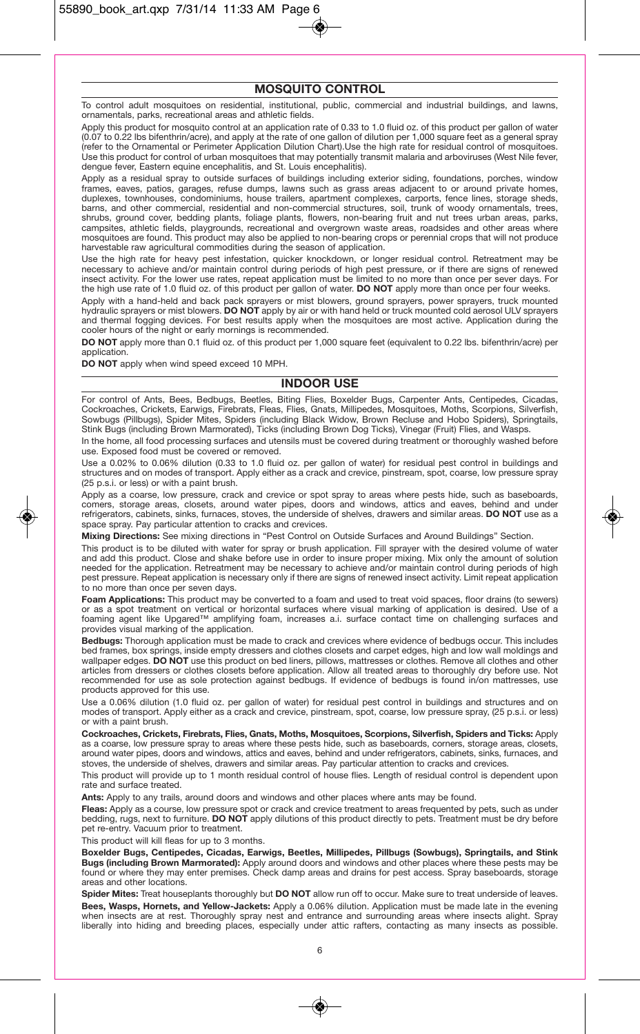## MOSQUITO CONTROL

To control adult mosquitoes on residential, institutional, public, commercial and industrial buildings, and lawns, ornamentals, parks, recreational areas and athletic fields.

Apply this product for mosquito control at an application rate of 0.33 to 1.0 fluid oz. of this product per gallon of water (0.07 to 0.22 lbs bifenthrin/acre), and apply at the rate of one gallon of dilution per 1,000 square feet as a general spray (refer to the Ornamental or Perimeter Application Dilution Chart).Use the high rate for residual control of mosquitoes. Use this product for control of urban mosquitoes that may potentially transmit malaria and arboviruses (West Nile fever, dengue fever, Eastern equine encephalitis, and St. Louis encephalitis).

Apply as a residual spray to outside surfaces of buildings including exterior siding, foundations, porches, window frames, eaves, patios, garages, refuse dumps, lawns such as grass areas adjacent to or around private homes, duplexes, townhouses, condominiums, house trailers, apartment complexes, carports, fence lines, storage sheds, barns, and other commercial, residential and non-commercial structures, soil, trunk of woody ornamentals, trees, shrubs, ground cover, bedding plants, foliage plants, flowers, non-bearing fruit and nut trees urban areas, parks, campsites, athletic fields, playgrounds, recreational and overgrown waste areas, roadsides and other areas where mosquitoes are found. This product may also be applied to non-bearing crops or perennial crops that will not produce harvestable raw agricultural commodities during the season of application.

Use the high rate for heavy pest infestation, quicker knockdown, or longer residual control. Retreatment may be necessary to achieve and/or maintain control during periods of high pest pressure, or if there are signs of renewed insect activity. For the lower use rates, repeat application must be limited to no more than once per sever days. For the high use rate of 1.0 fluid oz. of this product per gallon of water. **DO NOT** apply more than once per four weeks.

Apply with a hand-held and back pack sprayers or mist blowers, ground sprayers, power sprayers, truck mounted hydraulic sprayers or mist blowers. **DO NOT** apply by air or with hand held or truck mounted cold aerosol ULV sprayers and thermal fogging devices. For best results apply when the mosquitoes are most active. Application during the cooler hours of the night or early mornings is recommended.

**DO NOT** apply more than 0.1 fluid oz. of this product per 1,000 square feet (equivalent to 0.22 lbs. bifenthrin/acre) per application.

**DO NOT** apply when wind speed exceed 10 MPH.

## INDOOR USE

For control of Ants, Bees, Bedbugs, Beetles, Biting Flies, Boxelder Bugs, Carpenter Ants, Centipedes, Cicadas, Cockroaches, Crickets, Earwigs, Firebrats, Fleas, Flies, Gnats, Millipedes, Mosquitoes, Moths, Scorpions, Silverfish, Sowbugs (Pillbugs), Spider Mites, Spiders (including Black Widow, Brown Recluse and Hobo Spiders), Springtails, Stink Bugs (including Brown Marmorated), Ticks (including Brown Dog Ticks), Vinegar (Fruit) Flies, and Wasps.

In the home, all food processing surfaces and utensils must be covered during treatment or thoroughly washed before use. Exposed food must be covered or removed.

Use a 0.02% to 0.06% dilution (0.33 to 1.0 fluid oz. per gallon of water) for residual pest control in buildings and structures and on modes of transport. Apply either as a crack and crevice, pinstream, spot, coarse, low pressure spray (25 p.s.i. or less) or with a paint brush.

Apply as a coarse, low pressure, crack and crevice or spot spray to areas where pests hide, such as baseboards, corners, storage areas, closets, around water pipes, doors and windows, attics and eaves, behind and under refrigerators, cabinets, sinks, furnaces, stoves, the underside of shelves, drawers and similar areas. **DO NOT** use as a space spray. Pay particular attention to cracks and crevices.

**Mixing Directions:** See mixing directions in "Pest Control on Outside Surfaces and Around Buildings" Section.

This product is to be diluted with water for spray or brush application. Fill sprayer with the desired volume of water and add this product. Close and shake before use in order to insure proper mixing. Mix only the amount of solution needed for the application. Retreatment may be necessary to achieve and/or maintain control during periods of high pest pressure. Repeat application is necessary only if there are signs of renewed insect activity. Limit repeat application to no more than once per seven days.

**Foam Applications:** This product may be converted to a foam and used to treat void spaces, floor drains (to sewers) or as a spot treatment on vertical or horizontal surfaces where visual marking of application is desired. Use of a foaming agent like Upgared™ amplifying foam, increases a.i. surface contact time on challenging surfaces and provides visual marking of the application.

**Bedbugs:** Thorough application must be made to crack and crevices where evidence of bedbugs occur. This includes bed frames, box springs, inside empty dressers and clothes closets and carpet edges, high and low wall moldings and wallpaper edges. **DO NOT** use this product on bed liners, pillows, mattresses or clothes. Remove all clothes and other articles from dressers or clothes closets before application. Allow all treated areas to thoroughly dry before use. Not recommended for use as sole protection against bedbugs. If evidence of bedbugs is found in/on mattresses, use products approved for this use.

Use a 0.06% dilution (1.0 fluid oz. per gallon of water) for residual pest control in buildings and structures and on modes of transport. Apply either as a crack and crevice, pinstream, spot, coarse, low pressure spray, (25 p.s.i. or less) or with a paint brush.

**Cockroaches, Crickets, Firebrats, Flies, Gnats, Moths, Mosquitoes, Scorpions, Silverfish, Spiders and Ticks:** Apply as a coarse, low pressure spray to areas where these pests hide, such as baseboards, corners, storage areas, closets, around water pipes, doors and windows, attics and eaves, behind and under refrigerators, cabinets, sinks, furnaces, and stoves, the underside of shelves, drawers and similar areas. Pay particular attention to cracks and crevices.

This product will provide up to 1 month residual control of house flies. Length of residual control is dependent upon rate and surface treated.

**Ants:** Apply to any trails, around doors and windows and other places where ants may be found.

**Fleas:** Apply as a course, low pressure spot or crack and crevice treatment to areas frequented by pets, such as under bedding, rugs, next to furniture. **DO NOT** apply dilutions of this product directly to pets. Treatment must be dry before pet re-entry. Vacuum prior to treatment.

This product will kill fleas for up to 3 months.

**Boxelder Bugs, Centipedes, Cicadas, Earwigs, Beetles, Millipedes, Pillbugs (Sowbugs), Springtails, and Stink Bugs (including Brown Marmorated):** Apply around doors and windows and other places where these pests may be found or where they may enter premises. Check damp areas and drains for pest access. Spray baseboards, storage areas and other locations.

**Spider Mites:** Treat houseplants thoroughly but **DO NOT** allow run off to occur. Make sure to treat underside of leaves.

**Bees, Wasps, Hornets, and Yellow-Jackets:** Apply a 0.06% dilution. Application must be made late in the evening when insects are at rest. Thoroughly spray nest and entrance and surrounding areas where insects alight. Spray liberally into hiding and breeding places, especially under attic rafters, contacting as many insects as possible.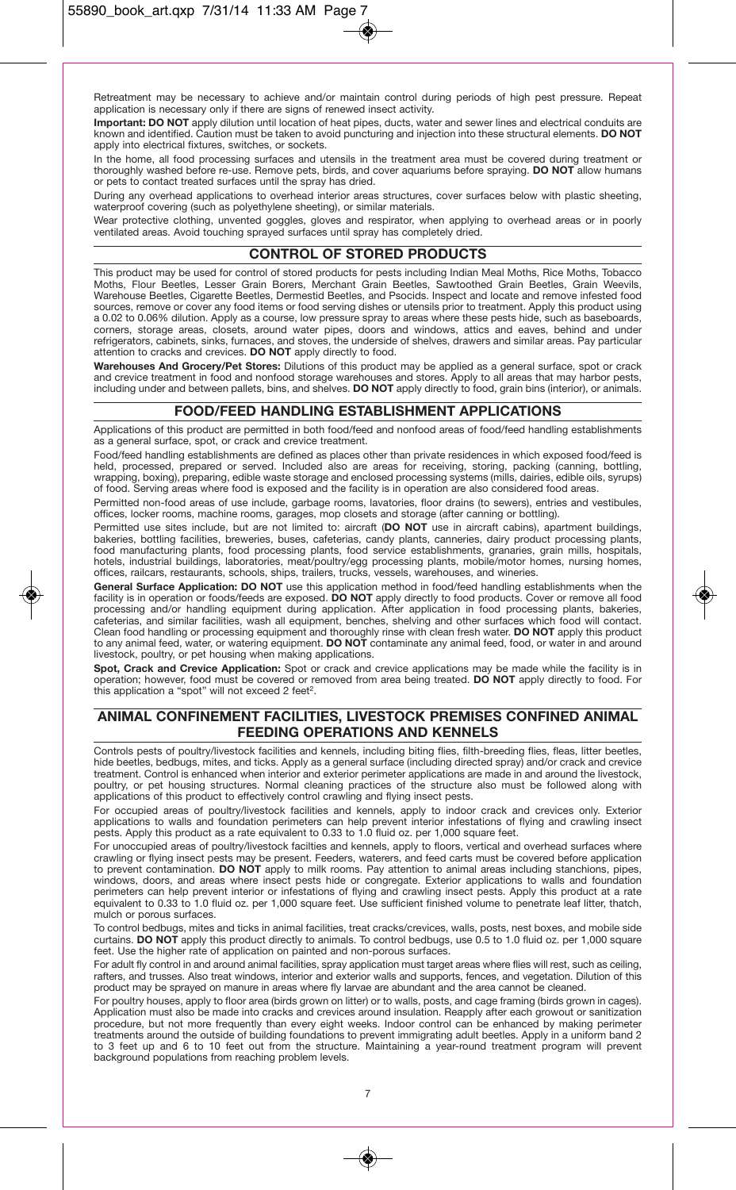Retreatment may be necessary to achieve and/or maintain control during periods of high pest pressure. Repeat application is necessary only if there are signs of renewed insect activity.

**Important: DO NOT** apply dilution until location of heat pipes, ducts, water and sewer lines and electrical conduits are known and identified. Caution must be taken to avoid puncturing and injection into these structural elements. **DO NOT** apply into electrical fixtures, switches, or sockets.

In the home, all food processing surfaces and utensils in the treatment area must be covered during treatment or thoroughly washed before re-use. Remove pets, birds, and cover aquariums before spraying. **DO NOT** allow humans or pets to contact treated surfaces until the spray has dried.

During any overhead applications to overhead interior areas structures, cover surfaces below with plastic sheeting, waterproof covering (such as polyethylene sheeting), or similar materials.

Wear protective clothing, unvented goggles, gloves and respirator, when applying to overhead areas or in poorly ventilated areas. Avoid touching sprayed surfaces until spray has completely dried.

## CONTROL OF STORED PRODUCTS

This product may be used for control of stored products for pests including Indian Meal Moths, Rice Moths, Tobacco Moths, Flour Beetles, Lesser Grain Borers, Merchant Grain Beetles, Sawtoothed Grain Beetles, Grain Weevils, Warehouse Beetles, Cigarette Beetles, Dermestid Beetles, and Psocids. Inspect and locate and remove infested food sources, remove or cover any food items or food serving dishes or utensils prior to treatment. Apply this product using a 0.02 to 0.06% dilution. Apply as a course, low pressure spray to areas where these pests hide, such as baseboards, corners, storage areas, closets, around water pipes, doors and windows, attics and eaves, behind and under refrigerators, cabinets, sinks, furnaces, and stoves, the underside of shelves, drawers and similar areas. Pay particular attention to cracks and crevices. **DO NOT** apply directly to food.

**Warehouses And Grocery/Pet Stores:** Dilutions of this product may be applied as a general surface, spot or crack and crevice treatment in food and nonfood storage warehouses and stores. Apply to all areas that may harbor pests, including under and between pallets, bins, and shelves. **DO NOT** apply directly to food, grain bins (interior), or animals.

## FOOD/FEED HANDLING ESTABLISHMENT APPLICATIONS

Applications of this product are permitted in both food/feed and nonfood areas of food/feed handling establishments as a general surface, spot, or crack and crevice treatment.

Food/feed handling establishments are defined as places other than private residences in which exposed food/feed is held, processed, prepared or served. Included also are areas for receiving, storing, packing (canning, bottling, wrapping, boxing), preparing, edible waste storage and enclosed processing systems (mills, dairies, edible oils, syrups) of food. Serving areas where food is exposed and the facility is in operation are also considered food areas.

Permitted non-food areas of use include, garbage rooms, lavatories, floor drains (to sewers), entries and vestibules, offices, locker rooms, machine rooms, garages, mop closets and storage (after canning or bottling).

Permitted use sites include, but are not limited to: aircraft (**DO NOT** use in aircraft cabins), apartment buildings, bakeries, bottling facilities, breweries, buses, cafeterias, candy plants, canneries, dairy product processing plants, food manufacturing plants, food processing plants, food service establishments, granaries, grain mills, hospitals, hotels, industrial buildings, laboratories, meat/poultry/egg processing plants, mobile/motor homes, nursing homes, offices, railcars, restaurants, schools, ships, trailers, trucks, vessels, warehouses, and wineries.

**General Surface Application: DO NOT** use this application method in food/feed handling establishments when the facility is in operation or foods/feeds are exposed. **DO NOT** apply directly to food products. Cover or remove all food processing and/or handling equipment during application. After application in food processing plants, bakeries, cafeterias, and similar facilities, wash all equipment, benches, shelving and other surfaces which food will contact. Clean food handling or processing equipment and thoroughly rinse with clean fresh water. **DO NOT** apply this product to any animal feed, water, or watering equipment. **DO NOT** contaminate any animal feed, food, or water in and around livestock, poultry, or pet housing when making applications.

**Spot, Crack and Crevice Application:** Spot or crack and crevice applications may be made while the facility is in operation; however, food must be covered or removed from area being treated. **DO NOT** apply directly to food. For this application a "spot" will not exceed 2 feet$^2$.

## ANIMAL CONFINEMENT FACILITIES, LIVESTOCK PREMISES CONFINED ANIMAL FEEDING OPERATIONS AND KENNELS

Controls pests of poultry/livestock facilities and kennels, including biting flies, filth-breeding flies, fleas, litter beetles, hide beetles, bedbugs, mites, and ticks. Apply as a general surface (including directed spray) and/or crack and crevice treatment. Control is enhanced when interior and exterior perimeter applications are made in and around the livestock, poultry, or pet housing structures. Normal cleaning practices of the structure also must be followed along with applications of this product to effectively control crawling and flying insect pests.

For occupied areas of poultry/livestock facilities and kennels, apply to indoor crack and crevices only. Exterior applications to walls and foundation perimeters can help prevent interior infestations of flying and crawling insect pests. Apply this product as a rate equivalent to 0.33 to 1.0 fluid oz. per 1,000 square feet.

For unoccupied areas of poultry/livestock facilties and kennels, apply to floors, vertical and overhead surfaces where crawling or flying insect pests may be present. Feeders, waterers, and feed carts must be covered before application to prevent contamination. **DO NOT** apply to milk rooms. Pay attention to animal areas including stanchions, pipes, windows, doors, and areas where insect pests hide or congregate. Exterior applications to walls and foundation perimeters can help prevent interior or infestations of flying and crawling insect pests. Apply this product at a rate equivalent to 0.33 to 1.0 fluid oz. per 1,000 square feet. Use sufficient finished volume to penetrate leaf litter, thatch, mulch or porous surfaces.

To control bedbugs, mites and ticks in animal facilities, treat cracks/crevices, walls, posts, nest boxes, and mobile side curtains. **DO NOT** apply this product directly to animals. To control bedbugs, use 0.5 to 1.0 fluid oz. per 1,000 square feet. Use the higher rate of application on painted and non-porous surfaces.

For adult fly control in and around animal facilities, spray application must target areas where flies will rest, such as ceiling, rafters, and trusses. Also treat windows, interior and exterior walls and supports, fences, and vegetation. Dilution of this product may be sprayed on manure in areas where fly larvae are abundant and the area cannot be cleaned.

For poultry houses, apply to floor area (birds grown on litter) or to walls, posts, and cage framing (birds grown in cages). Application must also be made into cracks and crevices around insulation. Reapply after each growout or sanitization procedure, but not more frequently than every eight weeks. Indoor control can be enhanced by making perimeter treatments around the outside of building foundations to prevent immigrating adult beetles. Apply in a uniform band 2 to 3 feet up and 6 to 10 feet out from the structure. Maintaining a year-round treatment program will prevent background populations from reaching problem levels.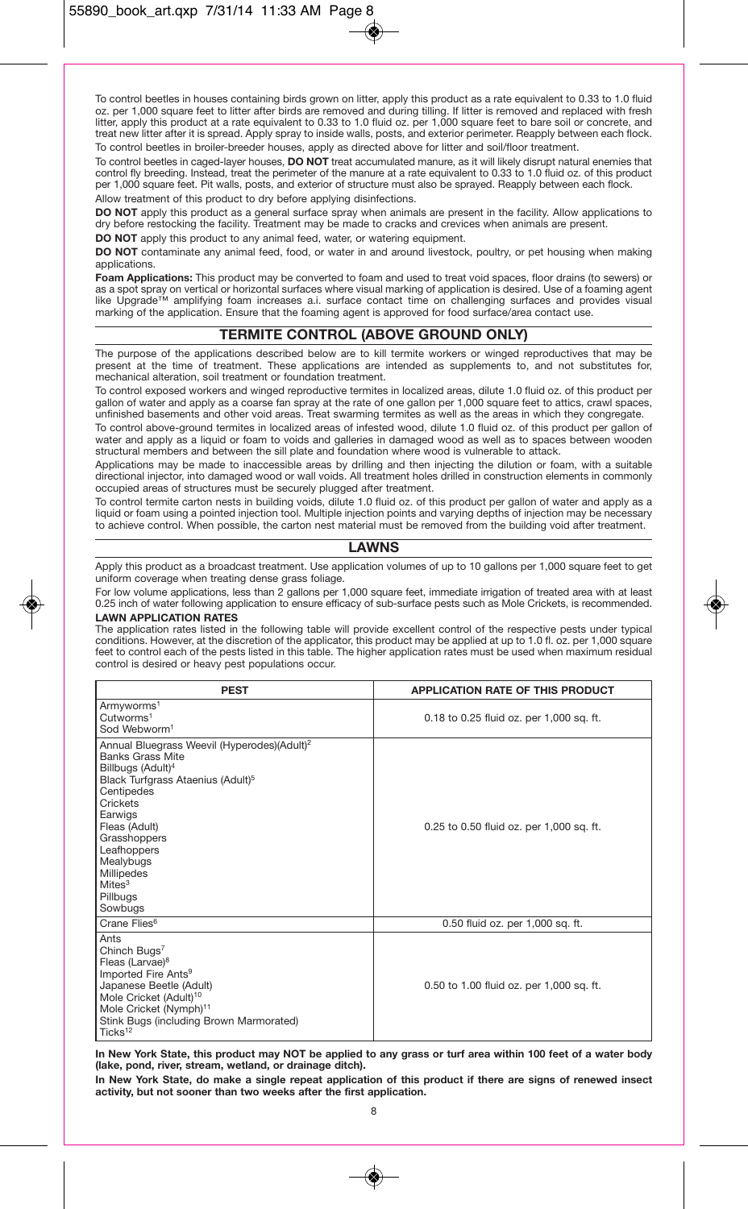To control beetles in houses containing birds grown on litter, apply this product as a rate equivalent to 0.33 to 1.0 fluid oz. per 1,000 square feet to litter after birds are removed and during tilling. If litter is removed and replaced with fresh litter, apply this product at a rate equivalent to 0.33 to 1.0 fluid oz. per 1,000 square feet to bare soil or concrete, and treat new litter after it is spread. Apply spray to inside walls, posts, and exterior perimeter. Reapply between each flock.

To control beetles in broiler-breeder houses, apply as directed above for litter and soil/floor treatment.

To control beetles in caged-layer houses, **DO NOT** treat accumulated manure, as it will likely disrupt natural enemies that control fly breeding. Instead, treat the perimeter of the manure at a rate equivalent to 0.33 to 1.0 fluid oz. of this product per 1,000 square feet. Pit walls, posts, and exterior of structure must also be sprayed. Reapply between each flock.

Allow treatment of this product to dry before applying disinfections.

**DO NOT** apply this product as a general surface spray when animals are present in the facility. Allow applications to dry before restocking the facility. Treatment may be made to cracks and crevices when animals are present.

**DO NOT** apply this product to any animal feed, water, or watering equipment.

**DO NOT** contaminate any animal feed, food, or water in and around livestock, poultry, or pet housing when making applications.

**Foam Applications:** This product may be converted to foam and used to treat void spaces, floor drains (to sewers) or as a spot spray on vertical or horizontal surfaces where visual marking of application is desired. Use of a foaming agent like Upgrade™ amplifying foam increases a.i. surface contact time on challenging surfaces and provides visual marking of the application. Ensure that the foaming agent is approved for food surface/area contact use.

## TERMITE CONTROL (ABOVE GROUND ONLY)

The purpose of the applications described below are to kill termite workers or winged reproductives that may be present at the time of treatment. These applications are intended as supplements to, and not substitutes for, mechanical alteration, soil treatment or foundation treatment.

To control exposed workers and winged reproductive termites in localized areas, dilute 1.0 fluid oz. of this product per gallon of water and apply as a coarse fan spray at the rate of one gallon per 1,000 square feet to attics, crawl spaces, unfinished basements and other void areas. Treat swarming termites as well as the areas in which they congregate.

To control above-ground termites in localized areas of infested wood, dilute 1.0 fluid oz. of this product per gallon of water and apply as a liquid or foam to voids and galleries in damaged wood as well as to spaces between wooden structural members and between the sill plate and foundation where wood is vulnerable to attack.

Applications may be made to inaccessible areas by drilling and then injecting the dilution or foam, with a suitable directional injector, into damaged wood or wall voids. All treatment holes drilled in construction elements in commonly occupied areas of structures must be securely plugged after treatment.

To control termite carton nests in building voids, dilute 1.0 fluid oz. of this product per gallon of water and apply as a liquid or foam using a pointed injection tool. Multiple injection points and varying depths of injection may be necessary to achieve control. When possible, the carton nest material must be removed from the building void after treatment.

## LAWNS

Apply this product as a broadcast treatment. Use application volumes of up to 10 gallons per 1,000 square feet to get uniform coverage when treating dense grass foliage.

For low volume applications, less than 2 gallons per 1,000 square feet, immediate irrigation of treated area with at least 0.25 inch of water following application to ensure efficacy of sub-surface pests such as Mole Crickets, is recommended.

### LAWN APPLICATION RATES

The application rates listed in the following table will provide excellent control of the respective pests under typical conditions. However, at the discretion of the applicator, this product may be applied at up to 1.0 fl. oz. per 1,000 square feet to control each of the pests listed in this table. The higher application rates must be used when maximum residual control is desired or heavy pest populations occur.

| PEST | APPLICATION RATE OF THIS PRODUCT |
|---|---|
| Armyworms[1]<br>Cutworms[1]<br>Sod Webworm[1] | 0.18 to 0.25 fluid oz. per 1,000 sq. ft. |
| Annual Bluegrass Weevil (Hyperodes)(Adult)[2]<br>Banks Grass Mite<br>Billbugs (Adult)[4]<br>Black Turfgrass Ataenius (Adult)[5]<br>Centipedes<br>Crickets<br>Earwigs<br>Fleas (Adult)<br>Grasshoppers<br>Leafhoppers<br>Mealybugs<br>Millipedes<br>Mites[3]<br>Pillbugs<br>Sowbugs | 0.25 to 0.50 fluid oz. per 1,000 sq. ft. |
| Crane Flies[6] | 0.50 fluid oz. per 1,000 sq. ft. |
| Ants<br>Chinch Bugs[7]<br>Fleas (Larvae)[8]<br>Imported Fire Ants[9]<br>Japanese Beetle (Adult)<br>Mole Cricket (Adult)[10]<br>Mole Cricket (Nymph)[11]<br>Stink Bugs (including Brown Marmorated)<br>Ticks[12] | 0.50 to 1.00 fluid oz. per 1,000 sq. ft. |

**In New York State, this product may NOT be applied to any grass or turf area within 100 feet of a water body (lake, pond, river, stream, wetland, or drainage ditch).**

**In New York State, do make a single repeat application of this product if there are signs of renewed insect activity, but not sooner than two weeks after the first application.**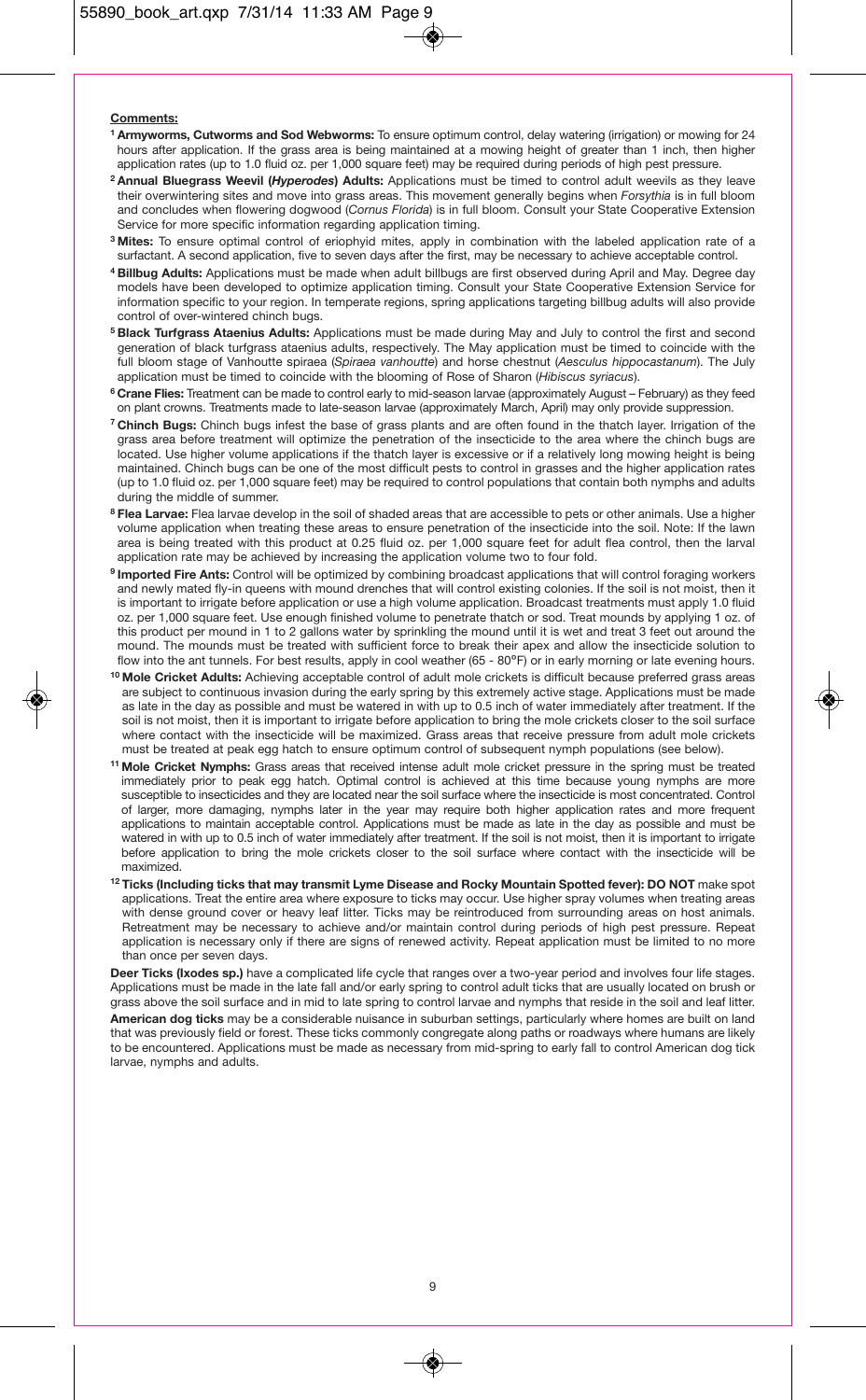**Comments:**

[1] **Armyworms, Cutworms and Sod Webworms:** To ensure optimum control, delay watering (irrigation) or mowing for 24 hours after application. If the grass area is being maintained at a mowing height of greater than 1 inch, then higher application rates (up to 1.0 fluid oz. per 1,000 square feet) may be required during periods of high pest pressure.

[2] **Annual Bluegrass Weevil (*Hyperodes*) Adults:** Applications must be timed to control adult weevils as they leave their overwintering sites and move into grass areas. This movement generally begins when *Forsythia* is in full bloom and concludes when flowering dogwood (*Cornus Florida*) is in full bloom. Consult your State Cooperative Extension Service for more specific information regarding application timing.

[3] **Mites:** To ensure optimal control of eriophyid mites, apply in combination with the labeled application rate of a surfactant. A second application, five to seven days after the first, may be necessary to achieve acceptable control.

[4] **Billbug Adults:** Applications must be made when adult billbugs are first observed during April and May. Degree day models have been developed to optimize application timing. Consult your State Cooperative Extension Service for information specific to your region. In temperate regions, spring applications targeting billbug adults will also provide control of over-wintered chinch bugs.

[5] **Black Turfgrass Ataenius Adults:** Applications must be made during May and July to control the first and second generation of black turfgrass ataenius adults, respectively. The May application must be timed to coincide with the full bloom stage of Vanhoutte spiraea (*Spiraea vanhoutte*) and horse chestnut (*Aesculus hippocastanum*). The July application must be timed to coincide with the blooming of Rose of Sharon (*Hibiscus syriacus*).

[6] **Crane Flies:** Treatment can be made to control early to mid-season larvae (approximately August – February) as they feed on plant crowns. Treatments made to late-season larvae (approximately March, April) may only provide suppression.

[7] **Chinch Bugs:** Chinch bugs infest the base of grass plants and are often found in the thatch layer. Irrigation of the grass area before treatment will optimize the penetration of the insecticide to the area where the chinch bugs are located. Use higher volume applications if the thatch layer is excessive or if a relatively long mowing height is being maintained. Chinch bugs can be one of the most difficult pests to control in grasses and the higher application rates (up to 1.0 fluid oz. per 1,000 square feet) may be required to control populations that contain both nymphs and adults during the middle of summer.

[8] **Flea Larvae:** Flea larvae develop in the soil of shaded areas that are accessible to pets or other animals. Use a higher volume application when treating these areas to ensure penetration of the insecticide into the soil. Note: If the lawn area is being treated with this product at 0.25 fluid oz. per 1,000 square feet for adult flea control, then the larval application rate may be achieved by increasing the application volume two to four fold.

[9] **Imported Fire Ants:** Control will be optimized by combining broadcast applications that will control foraging workers and newly mated fly-in queens with mound drenches that will control existing colonies. If the soil is not moist, then it is important to irrigate before application or use a high volume application. Broadcast treatments must apply 1.0 fluid oz. per 1,000 square feet. Use enough finished volume to penetrate thatch or sod. Treat mounds by applying 1 oz. of this product per mound in 1 to 2 gallons water by sprinkling the mound until it is wet and treat 3 feet out around the mound. The mounds must be treated with sufficient force to break their apex and allow the insecticide solution to flow into the ant tunnels. For best results, apply in cool weather (65 - 80°F) or in early morning or late evening hours.

[10] **Mole Cricket Adults:** Achieving acceptable control of adult mole crickets is difficult because preferred grass areas are subject to continuous invasion during the early spring by this extremely active stage. Applications must be made as late in the day as possible and must be watered in with up to 0.5 inch of water immediately after treatment. If the soil is not moist, then it is important to irrigate before application to bring the mole crickets closer to the soil surface where contact with the insecticide will be maximized. Grass areas that receive pressure from adult mole crickets must be treated at peak egg hatch to ensure optimum control of subsequent nymph populations (see below).

[11] **Mole Cricket Nymphs:** Grass areas that received intense adult mole cricket pressure in the spring must be treated immediately prior to peak egg hatch. Optimal control is achieved at this time because young nymphs are more susceptible to insecticides and they are located near the soil surface where the insecticide is most concentrated. Control of larger, more damaging, nymphs later in the year may require both higher application rates and more frequent applications to maintain acceptable control. Applications must be made as late in the day as possible and must be watered in with up to 0.5 inch of water immediately after treatment. If the soil is not moist, then it is important to irrigate before application to bring the mole crickets closer to the soil surface where contact with the insecticide will be maximized.

[12] **Ticks (Including ticks that may transmit Lyme Disease and Rocky Mountain Spotted fever): DO NOT** make spot applications. Treat the entire area where exposure to ticks may occur. Use higher spray volumes when treating areas with dense ground cover or heavy leaf litter. Ticks may be reintroduced from surrounding areas on host animals. Retreatment may be necessary to achieve and/or maintain control during periods of high pest pressure. Repeat application is necessary only if there are signs of renewed activity. Repeat application must be limited to no more than once per seven days.

**Deer Ticks (Ixodes sp.)** have a complicated life cycle that ranges over a two-year period and involves four life stages. Applications must be made in the late fall and/or early spring to control adult ticks that are usually located on brush or grass above the soil surface and in mid to late spring to control larvae and nymphs that reside in the soil and leaf litter.

**American dog ticks** may be a considerable nuisance in suburban settings, particularly where homes are built on land that was previously field or forest. These ticks commonly congregate along paths or roadways where humans are likely to be encountered. Applications must be made as necessary from mid-spring to early fall to control American dog tick larvae, nymphs and adults.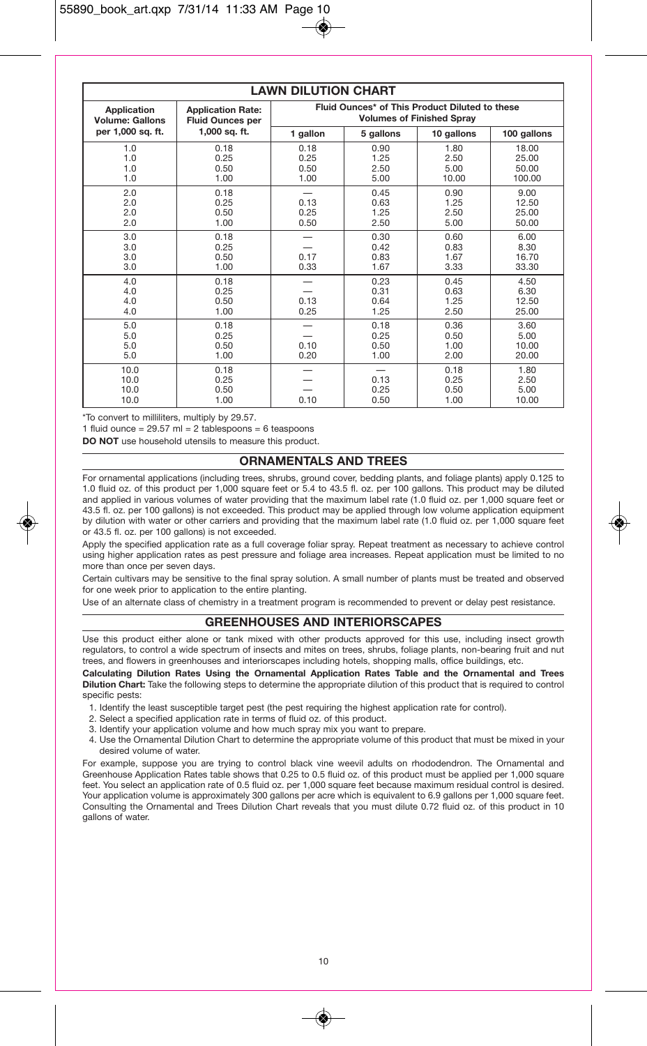## LAWN DILUTION CHART

| Application Volume: Gallons per 1,000 sq. ft. | Application Rate: Fluid Ounces per 1,000 sq. ft. | Fluid Ounces* of This Product Diluted to these Volumes of Finished Spray | | | |
|---|---|---|---|---|---|
| | | 1 gallon | 5 gallons | 10 gallons | 100 gallons |
| 1.0 | 0.18 | 0.18 | 0.90 | 1.80 | 18.00 |
| 1.0 | 0.25 | 0.25 | 1.25 | 2.50 | 25.00 |
| 1.0 | 0.50 | 0.50 | 2.50 | 5.00 | 50.00 |
| 1.0 | 1.00 | 1.00 | 5.00 | 10.00 | 100.00 |
| 2.0 | 0.18 | — | 0.45 | 0.90 | 9.00 |
| 2.0 | 0.25 | 0.13 | 0.63 | 1.25 | 12.50 |
| 2.0 | 0.50 | 0.25 | 1.25 | 2.50 | 25.00 |
| 2.0 | 1.00 | 0.50 | 2.50 | 5.00 | 50.00 |
| 3.0 | 0.18 | — | 0.30 | 0.60 | 6.00 |
| 3.0 | 0.25 | — | 0.42 | 0.83 | 8.30 |
| 3.0 | 0.50 | 0.17 | 0.83 | 1.67 | 16.70 |
| 3.0 | 1.00 | 0.33 | 1.67 | 3.33 | 33.30 |
| 4.0 | 0.18 | — | 0.23 | 0.45 | 4.50 |
| 4.0 | 0.25 | — | 0.31 | 0.63 | 6.30 |
| 4.0 | 0.50 | 0.13 | 0.64 | 1.25 | 12.50 |
| 4.0 | 1.00 | 0.25 | 1.25 | 2.50 | 25.00 |
| 5.0 | 0.18 | — | 0.18 | 0.36 | 3.60 |
| 5.0 | 0.25 | — | 0.25 | 0.50 | 5.00 |
| 5.0 | 0.50 | 0.10 | 0.50 | 1.00 | 10.00 |
| 5.0 | 1.00 | 0.20 | 1.00 | 2.00 | 20.00 |
| 10.0 | 0.18 | — | — | 0.18 | 1.80 |
| 10.0 | 0.25 | — | 0.13 | 0.25 | 2.50 |
| 10.0 | 0.50 | — | 0.25 | 0.50 | 5.00 |
| 10.0 | 1.00 | 0.10 | 0.50 | 1.00 | 10.00 |

*To convert to milliliters, multiply by 29.57.

1 fluid ounce = 29.57 ml = 2 tablespoons = 6 teaspoons

**DO NOT** use household utensils to measure this product.

## ORNAMENTALS AND TREES

For ornamental applications (including trees, shrubs, ground cover, bedding plants, and foliage plants) apply 0.125 to 1.0 fluid oz. of this product per 1,000 square feet or 5.4 to 43.5 fl. oz. per 100 gallons. This product may be diluted and applied in various volumes of water providing that the maximum label rate (1.0 fluid oz. per 1,000 square feet or 43.5 fl. oz. per 100 gallons) is not exceeded. This product may be applied through low volume application equipment by dilution with water or other carriers and providing that the maximum label rate (1.0 fluid oz. per 1,000 square feet or 43.5 fl. oz. per 100 gallons) is not exceeded.

Apply the specified application rate as a full coverage foliar spray. Repeat treatment as necessary to achieve control using higher application rates as pest pressure and foliage area increases. Repeat application must be limited to no more than once per seven days.

Certain cultivars may be sensitive to the final spray solution. A small number of plants must be treated and observed for one week prior to application to the entire planting.

Use of an alternate class of chemistry in a treatment program is recommended to prevent or delay pest resistance.

## GREENHOUSES AND INTERIORSCAPES

Use this product either alone or tank mixed with other products approved for this use, including insect growth regulators, to control a wide spectrum of insects and mites on trees, shrubs, foliage plants, non-bearing fruit and nut trees, and flowers in greenhouses and interiorscapes including hotels, shopping malls, office buildings, etc.

**Calculating Dilution Rates Using the Ornamental Application Rates Table and the Ornamental and Trees Dilution Chart:** Take the following steps to determine the appropriate dilution of this product that is required to control specific pests:

1. Identify the least susceptible target pest (the pest requiring the highest application rate for control).
2. Select a specified application rate in terms of fluid oz. of this product.
3. Identify your application volume and how much spray mix you want to prepare.
4. Use the Ornamental Dilution Chart to determine the appropriate volume of this product that must be mixed in your desired volume of water.

For example, suppose you are trying to control black vine weevil adults on rhododendron. The Ornamental and Greenhouse Application Rates table shows that 0.25 to 0.5 fluid oz. of this product must be applied per 1,000 square feet. You select an application rate of 0.5 fluid oz. per 1,000 square feet because maximum residual control is desired. Your application volume is approximately 300 gallons per acre which is equivalent to 6.9 gallons per 1,000 square feet. Consulting the Ornamental and Trees Dilution Chart reveals that you must dilute 0.72 fluid oz. of this product in 10 gallons of water.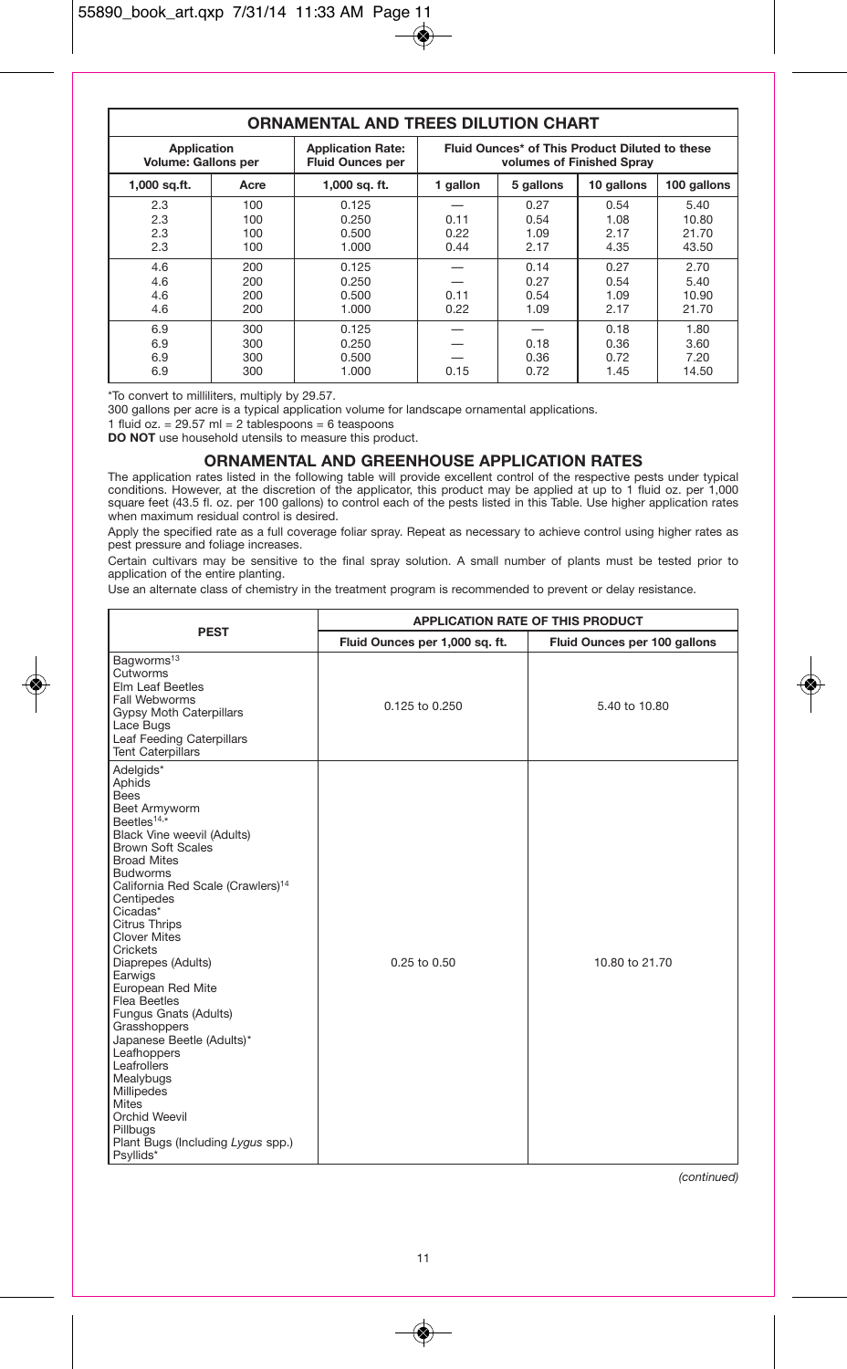## ORNAMENTAL AND TREES DILUTION CHART

| Application Volume: Gallons per | | Application Rate: Fluid Ounces per | Fluid Ounces* of This Product Diluted to these volumes of Finished Spray | | | |
|---|---|---|---|---|---|---|
| 1,000 sq.ft. | Acre | 1,000 sq. ft. | 1 gallon | 5 gallons | 10 gallons | 100 gallons |
| 2.3 | 100 | 0.125 | — | 0.27 | 0.54 | 5.40 |
| 2.3 | 100 | 0.250 | 0.11 | 0.54 | 1.08 | 10.80 |
| 2.3 | 100 | 0.500 | 0.22 | 1.09 | 2.17 | 21.70 |
| 2.3 | 100 | 1.000 | 0.44 | 2.17 | 4.35 | 43.50 |
| 4.6 | 200 | 0.125 | — | 0.14 | 0.27 | 2.70 |
| 4.6 | 200 | 0.250 | — | 0.27 | 0.54 | 5.40 |
| 4.6 | 200 | 0.500 | 0.11 | 0.54 | 1.09 | 10.90 |
| 4.6 | 200 | 1.000 | 0.22 | 1.09 | 2.17 | 21.70 |
| 6.9 | 300 | 0.125 | — | — | 0.18 | 1.80 |
| 6.9 | 300 | 0.250 | — | 0.18 | 0.36 | 3.60 |
| 6.9 | 300 | 0.500 | — | 0.36 | 0.72 | 7.20 |
| 6.9 | 300 | 1.000 | 0.15 | 0.72 | 1.45 | 14.50 |

*To convert to milliliters, multiply by 29.57.

300 gallons per acre is a typical application volume for landscape ornamental applications.

1 fluid oz. = 29.57 ml = 2 tablespoons = 6 teaspoons

**DO NOT** use household utensils to measure this product.

## ORNAMENTAL AND GREENHOUSE APPLICATION RATES

The application rates listed in the following table will provide excellent control of the respective pests under typical conditions. However, at the discretion of the applicator, this product may be applied at up to 1 fluid oz. per 1,000 square feet (43.5 fl. oz. per 100 gallons) to control each of the pests listed in this Table. Use higher application rates when maximum residual control is desired.

Apply the specified rate as a full coverage foliar spray. Repeat as necessary to achieve control using higher rates as pest pressure and foliage increases.

Certain cultivars may be sensitive to the final spray solution. A small number of plants must be tested prior to application of the entire planting.

Use an alternate class of chemistry in the treatment program is recommended to prevent or delay resistance.

| PEST | APPLICATION RATE OF THIS PRODUCT | |
|---|---|---|
| | Fluid Ounces per 1,000 sq. ft. | Fluid Ounces per 100 gallons |
| Bagworms[13]<br>Cutworms<br>Elm Leaf Beetles<br>Fall Webworms<br>Gypsy Moth Caterpillars<br>Lace Bugs<br>Leaf Feeding Caterpillars<br>Tent Caterpillars | 0.125 to 0.250 | 5.40 to 10.80 |
| Adelgids*<br>Aphids<br>Bees<br>Beet Armyworm<br>Beetles[14,*]<br>Black Vine weevil (Adults)<br>Brown Soft Scales<br>Broad Mites<br>Budworms<br>California Red Scale (Crawlers)[14]<br>Centipedes<br>Cicadas*<br>Citrus Thrips<br>Clover Mites<br>Crickets<br>Diaprepes (Adults)<br>Earwigs<br>European Red Mite<br>Flea Beetles<br>Fungus Gnats (Adults)<br>Grasshoppers<br>Japanese Beetle (Adults)*<br>Leafhoppers<br>Leafrollers<br>Mealybugs<br>Millipedes<br>Mites<br>Orchid Weevil<br>Pillbugs<br>Plant Bugs (Including *Lygus* spp.)<br>Psyllids* | 0.25 to 0.50 | 10.80 to 21.70 |

*(continued)*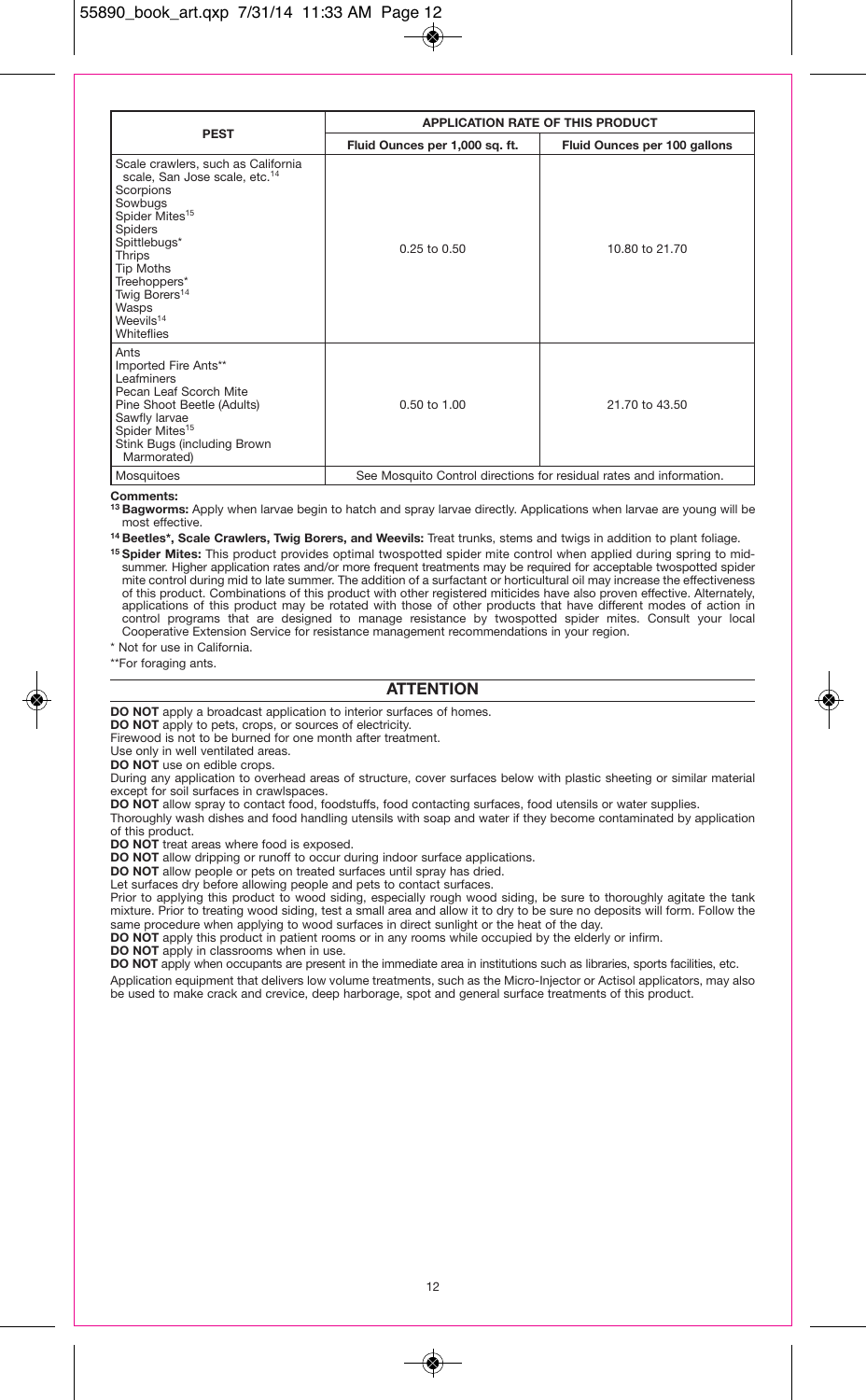| PEST | APPLICATION RATE OF THIS PRODUCT | |
|---|---|---|
| | Fluid Ounces per 1,000 sq. ft. | Fluid Ounces per 100 gallons |
| Scale crawlers, such as California scale, San Jose scale, etc.[14] Scorpions Sowbugs Spider Mites[15] Spiders Spittlebugs* Thrips Tip Moths Treehoppers* Twig Borers[14] Wasps Weevils[14] Whiteflies | 0.25 to 0.50 | 10.80 to 21.70 |
| Ants Imported Fire Ants** Leafminers Pecan Leaf Scorch Mite Pine Shoot Beetle (Adults) Sawfly larvae Spider Mites[15] Stink Bugs (including Brown Marmorated) | 0.50 to 1.00 | 21.70 to 43.50 |
| Mosquitoes | See Mosquito Control directions for residual rates and information. | |

**Comments:**

[13] **Bagworms:** Apply when larvae begin to hatch and spray larvae directly. Applications when larvae are young will be most effective.

[14] **Beetles*, Scale Crawlers, Twig Borers, and Weevils:** Treat trunks, stems and twigs in addition to plant foliage.

[15] **Spider Mites:** This product provides optimal twospotted spider mite control when applied during spring to mid-summer. Higher application rates and/or more frequent treatments may be required for acceptable twospotted spider mite control during mid to late summer. The addition of a surfactant or horticultural oil may increase the effectiveness of this product. Combinations of this product with other registered miticides have also proven effective. Alternately, applications of this product may be rotated with those of other products that have different modes of action in control programs that are designed to manage resistance by twospotted spider mites. Consult your local Cooperative Extension Service for resistance management recommendations in your region.

\* Not for use in California.

\*\*For foraging ants.

## ATTENTION

**DO NOT** apply a broadcast application to interior surfaces of homes.

**DO NOT** apply to pets, crops, or sources of electricity.

Firewood is not to be burned for one month after treatment.

Use only in well ventilated areas.

**DO NOT** use on edible crops.

During any application to overhead areas of structure, cover surfaces below with plastic sheeting or similar material except for soil surfaces in crawlspaces.

**DO NOT** allow spray to contact food, foodstuffs, food contacting surfaces, food utensils or water supplies.

Thoroughly wash dishes and food handling utensils with soap and water if they become contaminated by application of this product.

**DO NOT** treat areas where food is exposed.

**DO NOT** allow dripping or runoff to occur during indoor surface applications.

**DO NOT** allow people or pets on treated surfaces until spray has dried.

Let surfaces dry before allowing people and pets to contact surfaces.

Prior to applying this product to wood siding, especially rough wood siding, be sure to thoroughly agitate the tank mixture. Prior to treating wood siding, test a small area and allow it to dry to be sure no deposits will form. Follow the same procedure when applying to wood surfaces in direct sunlight or the heat of the day.

**DO NOT** apply this product in patient rooms or in any rooms while occupied by the elderly or infirm.

**DO NOT** apply in classrooms when in use.

**DO NOT** apply when occupants are present in the immediate area in institutions such as libraries, sports facilities, etc.

Application equipment that delivers low volume treatments, such as the Micro-Injector or Actisol applicators, may also be used to make crack and crevice, deep harborage, spot and general surface treatments of this product.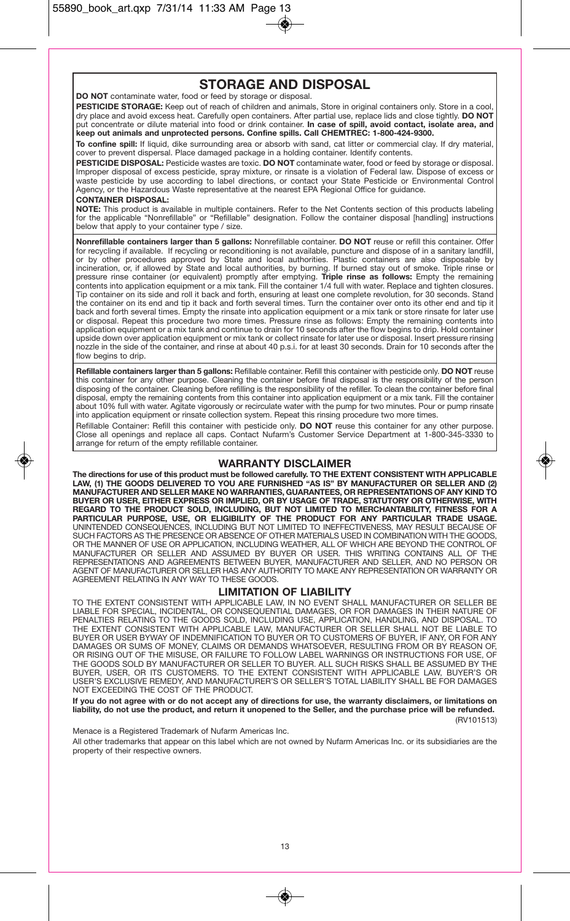# STORAGE AND DISPOSAL

**DO NOT** contaminate water, food or feed by storage or disposal.

**PESTICIDE STORAGE:** Keep out of reach of children and animals, Store in original containers only. Store in a cool, dry place and avoid excess heat. Carefully open containers. After partial use, replace lids and close tightly. **DO NOT** put concentrate or dilute material into food or drink container. **In case of spill, avoid contact, isolate area, and keep out animals and unprotected persons. Confine spills. Call CHEMTREC: 1-800-424-9300.**

**To confine spill:** If liquid, dike surrounding area or absorb with sand, cat litter or commercial clay. If dry material, cover to prevent dispersal. Place damaged package in a holding container. Identify contents.

**PESTICIDE DISPOSAL:** Pesticide wastes are toxic. **DO NOT** contaminate water, food or feed by storage or disposal. Improper disposal of excess pesticide, spray mixture, or rinsate is a violation of Federal law. Dispose of excess or waste pesticide by use according to label directions, or contact your State Pesticide or Environmental Control Agency, or the Hazardous Waste representative at the nearest EPA Regional Office for guidance.

**CONTAINER DISPOSAL:**

**NOTE:** This product is available in multiple containers. Refer to the Net Contents section of this products labeling for the applicable "Nonrefillable" or "Refillable" designation. Follow the container disposal [handling] instructions below that apply to your container type / size.

**Nonrefillable containers larger than 5 gallons:** Nonrefillable container. **DO NOT** reuse or refill this container. Offer for recycling if available. If recycling or reconditioning is not available, puncture and dispose of in a sanitary landfill, or by other procedures approved by State and local authorities. Plastic containers are also disposable by incineration, or, if allowed by State and local authorities, by burning. If burned stay out of smoke. Triple rinse or pressure rinse container (or equivalent) promptly after emptying. **Triple rinse as follows:** Empty the remaining contents into application equipment or a mix tank. Fill the container 1/4 full with water. Replace and tighten closures. Tip container on its side and roll it back and forth, ensuring at least one complete revolution, for 30 seconds. Stand the container on its end and tip it back and forth several times. Turn the container over onto its other end and tip it back and forth several times. Empty the rinsate into application equipment or a mix tank or store rinsate for later use or disposal. Repeat this procedure two more times. Pressure rinse as follows: Empty the remaining contents into application equipment or a mix tank and continue to drain for 10 seconds after the flow begins to drip. Hold container upside down over application equipment or mix tank or collect rinsate for later use or disposal. Insert pressure rinsing nozzle in the side of the container, and rinse at about 40 p.s.i. for at least 30 seconds. Drain for 10 seconds after the flow begins to drip.

**Refillable containers larger than 5 gallons:** Refillable container. Refill this container with pesticide only. **DO NOT** reuse this container for any other purpose. Cleaning the container before final disposal is the responsibility of the person disposing of the container. Cleaning before refilling is the responsibility of the refiller. To clean the container before final disposal, empty the remaining contents from this container into application equipment or a mix tank. Fill the container about 10% full with water. Agitate vigorously or recirculate water with the pump for two minutes. Pour or pump rinsate into application equipment or rinsate collection system. Repeat this rinsing procedure two more times.

Refillable Container: Refill this container with pesticide only. **DO NOT** reuse this container for any other purpose. Close all openings and replace all caps. Contact Nufarm's Customer Service Department at 1-800-345-3330 to arrange for return of the empty refillable container.

## WARRANTY DISCLAIMER

**The directions for use of this product must be followed carefully. TO THE EXTENT CONSISTENT WITH APPLICABLE LAW, (1) THE GOODS DELIVERED TO YOU ARE FURNISHED "AS IS" BY MANUFACTURER OR SELLER AND (2) MANUFACTURER AND SELLER MAKE NO WARRANTIES, GUARANTEES, OR REPRESENTATIONS OF ANY KIND TO BUYER OR USER, EITHER EXPRESS OR IMPLIED, OR BY USAGE OF TRADE, STATUTORY OR OTHERWISE, WITH REGARD TO THE PRODUCT SOLD, INCLUDING, BUT NOT LIMITED TO MERCHANTABILITY, FITNESS FOR A PARTICULAR PURPOSE, USE, OR ELIGIBILITY OF THE PRODUCT FOR ANY PARTICULAR TRADE USAGE.** UNINTENDED CONSEQUENCES, INCLUDING BUT NOT LIMITED TO INEFFECTIVENESS, MAY RESULT BECAUSE OF SUCH FACTORS AS THE PRESENCE OR ABSENCE OF OTHER MATERIALS USED IN COMBINATION WITH THE GOODS, OR THE MANNER OF USE OR APPLICATION, INCLUDING WEATHER, ALL OF WHICH ARE BEYOND THE CONTROL OF MANUFACTURER OR SELLER AND ASSUMED BY BUYER OR USER. THIS WRITING CONTAINS ALL OF THE REPRESENTATIONS AND AGREEMENTS BETWEEN BUYER, MANUFACTURER AND SELLER, AND NO PERSON OR AGENT OF MANUFACTURER OR SELLER HAS ANY AUTHORITY TO MAKE ANY REPRESENTATION OR WARRANTY OR AGREEMENT RELATING IN ANY WAY TO THESE GOODS.

## LIMITATION OF LIABILITY

TO THE EXTENT CONSISTENT WITH APPLICABLE LAW, IN NO EVENT SHALL MANUFACTURER OR SELLER BE LIABLE FOR SPECIAL, INCIDENTAL, OR CONSEQUENTIAL DAMAGES, OR FOR DAMAGES IN THEIR NATURE OF PENALTIES RELATING TO THE GOODS SOLD, INCLUDING USE, APPLICATION, HANDLING, AND DISPOSAL. TO THE EXTENT CONSISTENT WITH APPLICABLE LAW, MANUFACTURER OR SELLER SHALL NOT BE LIABLE TO BUYER OR USER BYWAY OF INDEMNIFICATION TO BUYER OR TO CUSTOMERS OF BUYER, IF ANY, OR FOR ANY DAMAGES OR SUMS OF MONEY, CLAIMS OR DEMANDS WHATSOEVER, RESULTING FROM OR BY REASON OF, OR RISING OUT OF THE MISUSE, OR FAILURE TO FOLLOW LABEL WARNINGS OR INSTRUCTIONS FOR USE, OF THE GOODS SOLD BY MANUFACTURER OR SELLER TO BUYER. ALL SUCH RISKS SHALL BE ASSUMED BY THE BUYER, USER, OR ITS CUSTOMERS. TO THE EXTENT CONSISTENT WITH APPLICABLE LAW, BUYER'S OR USER'S EXCLUSIVE REMEDY, AND MANUFACTURER'S OR SELLER'S TOTAL LIABILITY SHALL BE FOR DAMAGES NOT EXCEEDING THE COST OF THE PRODUCT.

**If you do not agree with or do not accept any of directions for use, the warranty disclaimers, or limitations on liability, do not use the product, and return it unopened to the Seller, and the purchase price will be refunded.**

(RV101513)

Menace is a Registered Trademark of Nufarm Americas Inc.

All other trademarks that appear on this label which are not owned by Nufarm Americas Inc. or its subsidiaries are the property of their respective owners.